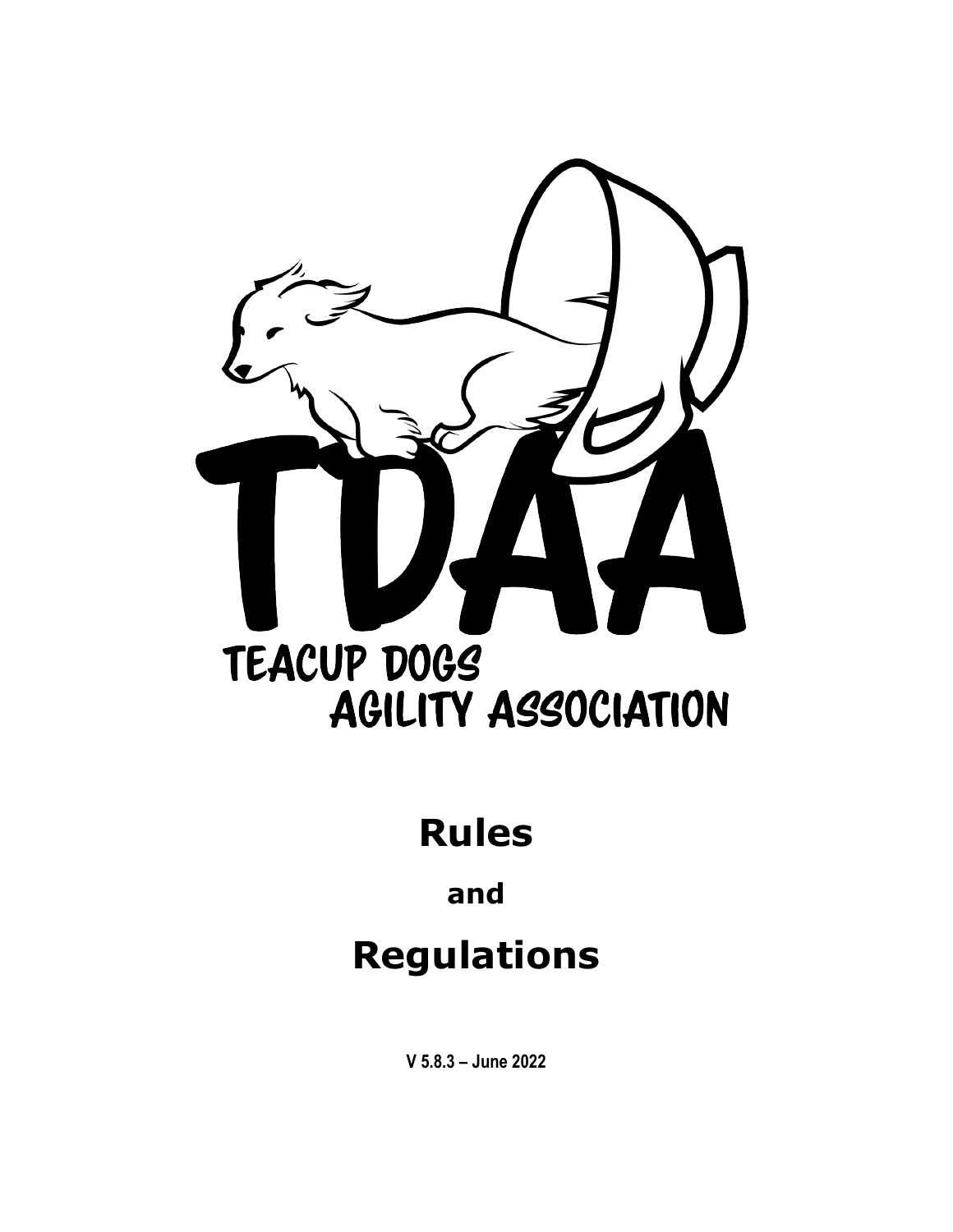TDAA

TEACUP DOGS AGILITY ASSOCIATION

# Rules

## and

# Regulations

**V 5.8.3 – June 2022**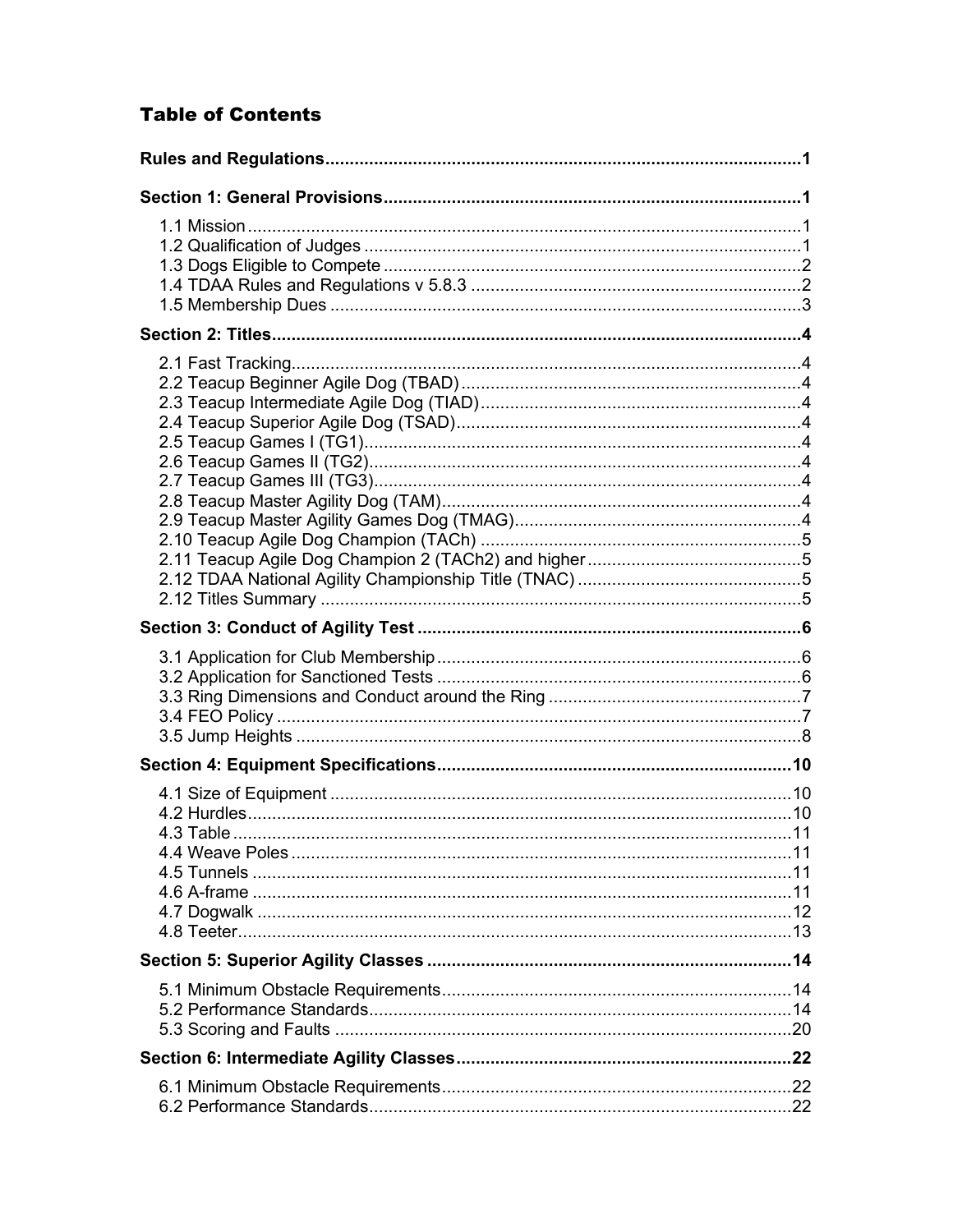## Table of Contents

**Rules and Regulations** ........ 1

**Section 1: General Provisions** ........ 1

- 1.1 Mission ........ 1
- 1.2 Qualification of Judges ........ 1
- 1.3 Dogs Eligible to Compete ........ 2
- 1.4 TDAA Rules and Regulations v 5.8.3 ........ 2
- 1.5 Membership Dues ........ 3

**Section 2: Titles** ........ 4

- 2.1 Fast Tracking ........ 4
- 2.2 Teacup Beginner Agile Dog (TBAD) ........ 4
- 2.3 Teacup Intermediate Agile Dog (TIAD) ........ 4
- 2.4 Teacup Superior Agile Dog (TSAD) ........ 4
- 2.5 Teacup Games I (TG1) ........ 4
- 2.6 Teacup Games II (TG2) ........ 4
- 2.7 Teacup Games III (TG3) ........ 4
- 2.8 Teacup Master Agility Dog (TAM) ........ 4
- 2.9 Teacup Master Agility Games Dog (TMAG) ........ 4
- 2.10 Teacup Agile Dog Champion (TACh) ........ 5
- 2.11 Teacup Agile Dog Champion 2 (TACh2) and higher ........ 5
- 2.12 TDAA National Agility Championship Title (TNAC) ........ 5
- 2.12 Titles Summary ........ 5

**Section 3: Conduct of Agility Test** ........ 6

- 3.1 Application for Club Membership ........ 6
- 3.2 Application for Sanctioned Tests ........ 6
- 3.3 Ring Dimensions and Conduct around the Ring ........ 7
- 3.4 FEO Policy ........ 7
- 3.5 Jump Heights ........ 8

**Section 4: Equipment Specifications** ........ 10

- 4.1 Size of Equipment ........ 10
- 4.2 Hurdles ........ 10
- 4.3 Table ........ 11
- 4.4 Weave Poles ........ 11
- 4.5 Tunnels ........ 11
- 4.6 A-frame ........ 11
- 4.7 Dogwalk ........ 12
- 4.8 Teeter ........ 13

**Section 5: Superior Agility Classes** ........ 14

- 5.1 Minimum Obstacle Requirements ........ 14
- 5.2 Performance Standards ........ 14
- 5.3 Scoring and Faults ........ 20

**Section 6: Intermediate Agility Classes** ........ 22

- 6.1 Minimum Obstacle Requirements ........ 22
- 6.2 Performance Standards ........ 22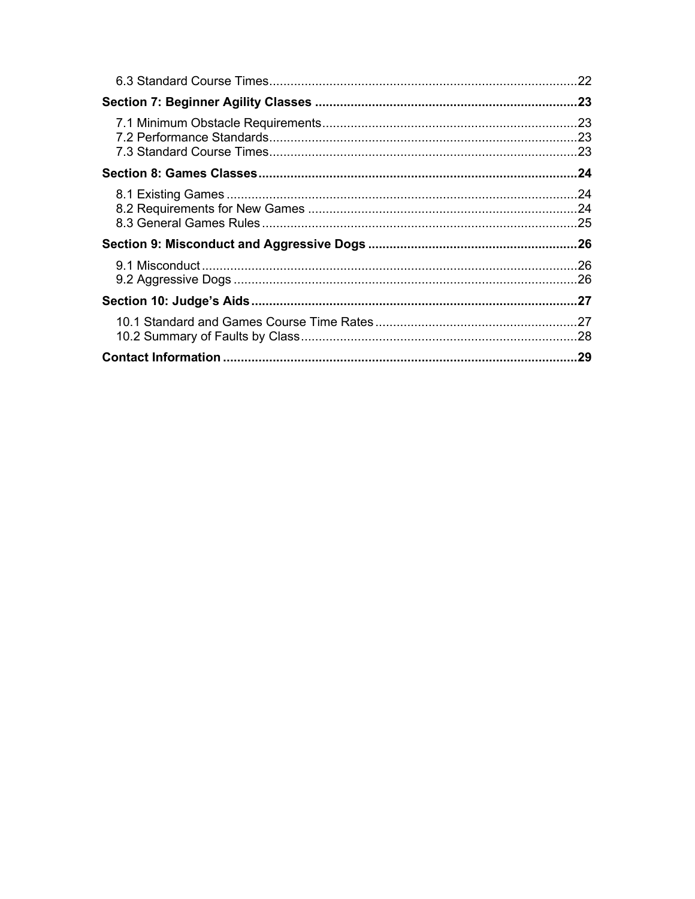6.3 Standard Course Times.....22

**Section 7: Beginner Agility Classes .....23**

7.1 Minimum Obstacle Requirements.....23
7.2 Performance Standards.....23
7.3 Standard Course Times.....23

**Section 8: Games Classes.....24**

8.1 Existing Games .....24
8.2 Requirements for New Games .....24
8.3 General Games Rules.....25

**Section 9: Misconduct and Aggressive Dogs .....26**

9.1 Misconduct.....26
9.2 Aggressive Dogs .....26

**Section 10: Judge's Aids.....27**

10.1 Standard and Games Course Time Rates.....27
10.2 Summary of Faults by Class.....28

**Contact Information .....29**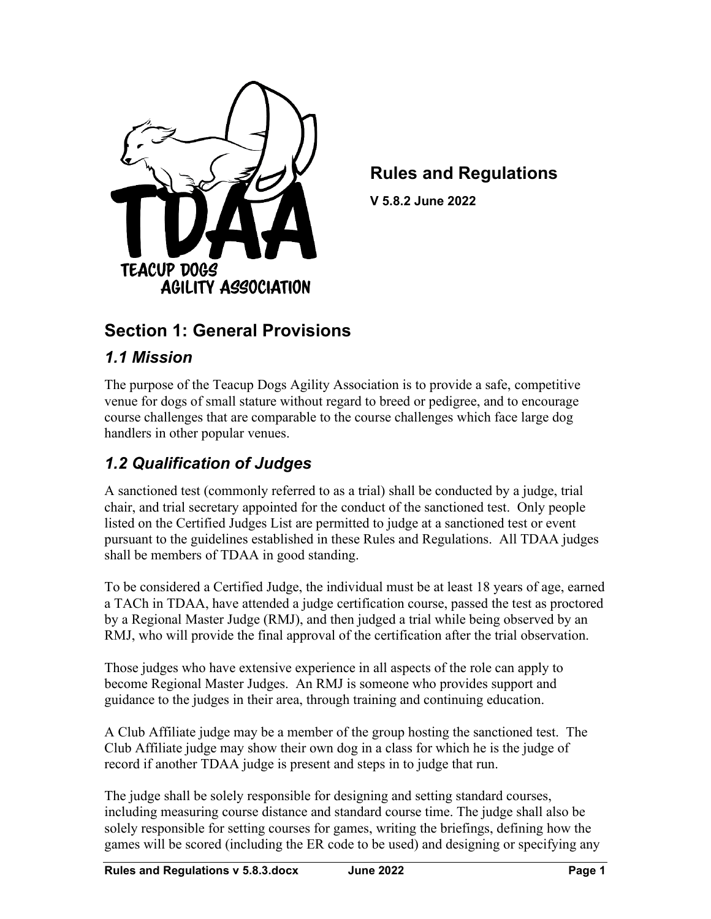# Rules and Regulations

**V 5.8.2 June 2022**

## Section 1: General Provisions

### *1.1 Mission*

The purpose of the Teacup Dogs Agility Association is to provide a safe, competitive venue for dogs of small stature without regard to breed or pedigree, and to encourage course challenges that are comparable to the course challenges which face large dog handlers in other popular venues.

### *1.2 Qualification of Judges*

A sanctioned test (commonly referred to as a trial) shall be conducted by a judge, trial chair, and trial secretary appointed for the conduct of the sanctioned test. Only people listed on the Certified Judges List are permitted to judge at a sanctioned test or event pursuant to the guidelines established in these Rules and Regulations. All TDAA judges shall be members of TDAA in good standing.

To be considered a Certified Judge, the individual must be at least 18 years of age, earned a TACh in TDAA, have attended a judge certification course, passed the test as proctored by a Regional Master Judge (RMJ), and then judged a trial while being observed by an RMJ, who will provide the final approval of the certification after the trial observation.

Those judges who have extensive experience in all aspects of the role can apply to become Regional Master Judges. An RMJ is someone who provides support and guidance to the judges in their area, through training and continuing education.

A Club Affiliate judge may be a member of the group hosting the sanctioned test. The Club Affiliate judge may show their own dog in a class for which he is the judge of record if another TDAA judge is present and steps in to judge that run.

The judge shall be solely responsible for designing and setting standard courses, including measuring course distance and standard course time. The judge shall also be solely responsible for setting courses for games, writing the briefings, defining how the games will be scored (including the ER code to be used) and designing or specifying any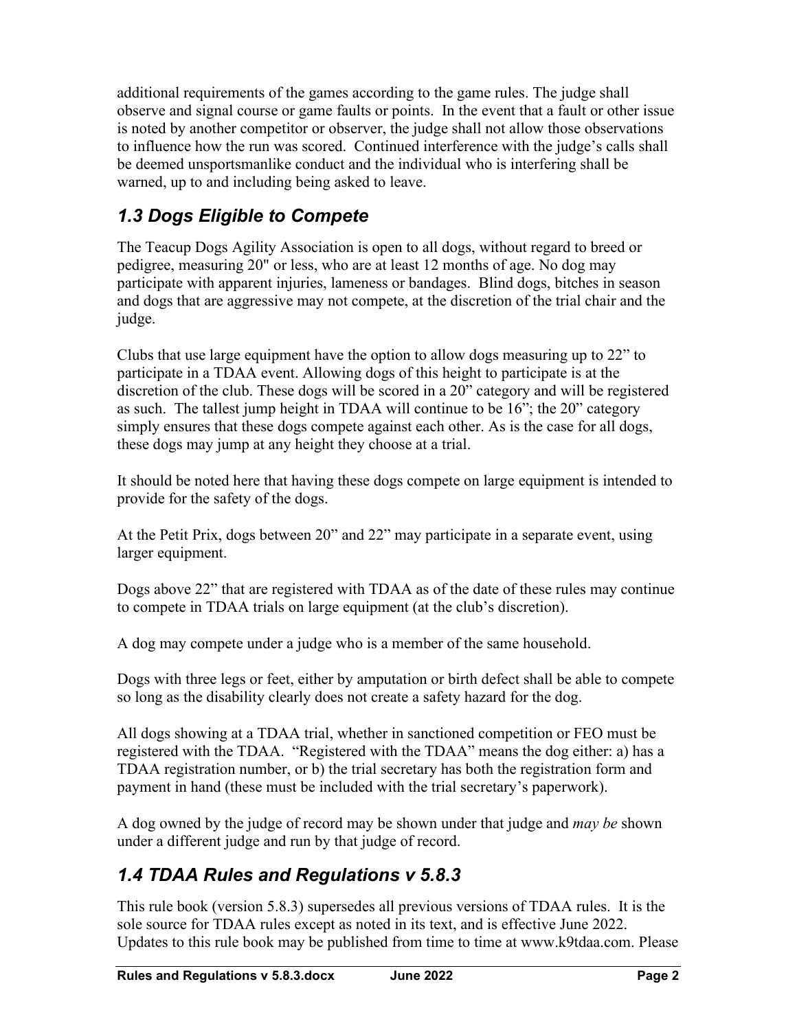additional requirements of the games according to the game rules. The judge shall observe and signal course or game faults or points. In the event that a fault or other issue is noted by another competitor or observer, the judge shall not allow those observations to influence how the run was scored. Continued interference with the judge's calls shall be deemed unsportsmanlike conduct and the individual who is interfering shall be warned, up to and including being asked to leave.

## *1.3 Dogs Eligible to Compete*

The Teacup Dogs Agility Association is open to all dogs, without regard to breed or pedigree, measuring 20" or less, who are at least 12 months of age. No dog may participate with apparent injuries, lameness or bandages. Blind dogs, bitches in season and dogs that are aggressive may not compete, at the discretion of the trial chair and the judge.

Clubs that use large equipment have the option to allow dogs measuring up to 22" to participate in a TDAA event. Allowing dogs of this height to participate is at the discretion of the club. These dogs will be scored in a 20" category and will be registered as such. The tallest jump height in TDAA will continue to be 16"; the 20" category simply ensures that these dogs compete against each other. As is the case for all dogs, these dogs may jump at any height they choose at a trial.

It should be noted here that having these dogs compete on large equipment is intended to provide for the safety of the dogs.

At the Petit Prix, dogs between 20" and 22" may participate in a separate event, using larger equipment.

Dogs above 22" that are registered with TDAA as of the date of these rules may continue to compete in TDAA trials on large equipment (at the club's discretion).

A dog may compete under a judge who is a member of the same household.

Dogs with three legs or feet, either by amputation or birth defect shall be able to compete so long as the disability clearly does not create a safety hazard for the dog.

All dogs showing at a TDAA trial, whether in sanctioned competition or FEO must be registered with the TDAA. "Registered with the TDAA" means the dog either: a) has a TDAA registration number, or b) the trial secretary has both the registration form and payment in hand (these must be included with the trial secretary's paperwork).

A dog owned by the judge of record may be shown under that judge and *may be* shown under a different judge and run by that judge of record.

## *1.4 TDAA Rules and Regulations v 5.8.3*

This rule book (version 5.8.3) supersedes all previous versions of TDAA rules. It is the sole source for TDAA rules except as noted in its text, and is effective June 2022. Updates to this rule book may be published from time to time at www.k9tdaa.com. Please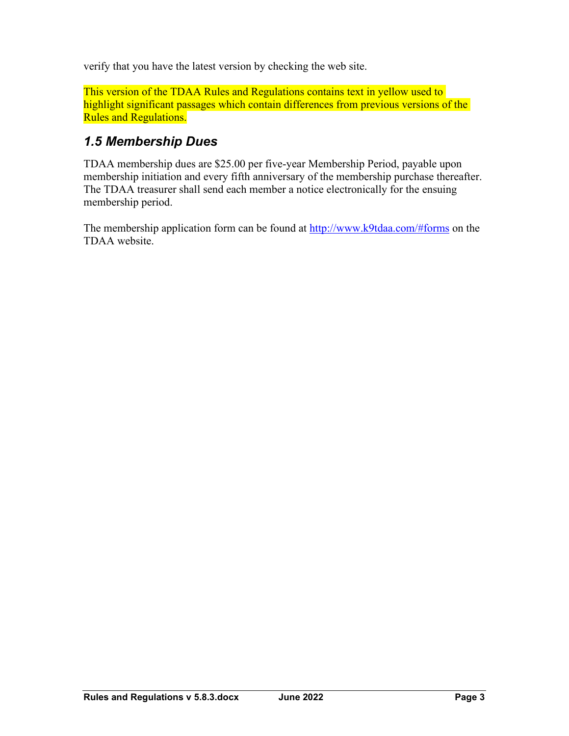verify that you have the latest version by checking the web site.

This version of the TDAA Rules and Regulations contains text in yellow used to highlight significant passages which contain differences from previous versions of the Rules and Regulations.

### *1.5 Membership Dues*

TDAA membership dues are $25.00 per five-year Membership Period, payable upon membership initiation and every fifth anniversary of the membership purchase thereafter. The TDAA treasurer shall send each member a notice electronically for the ensuing membership period.

The membership application form can be found at [http://www.k9tdaa.com/#forms](http://www.k9tdaa.com/#forms) on the TDAA website.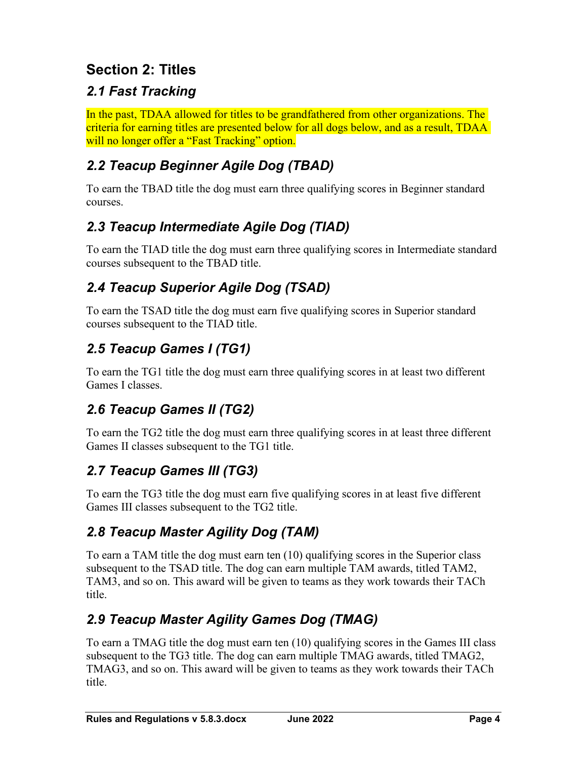## Section 2: Titles

### *2.1 Fast Tracking*

In the past, TDAA allowed for titles to be grandfathered from other organizations. The criteria for earning titles are presented below for all dogs below, and as a result, TDAA will no longer offer a "Fast Tracking" option.

### *2.2 Teacup Beginner Agile Dog (TBAD)*

To earn the TBAD title the dog must earn three qualifying scores in Beginner standard courses.

### *2.3 Teacup Intermediate Agile Dog (TIAD)*

To earn the TIAD title the dog must earn three qualifying scores in Intermediate standard courses subsequent to the TBAD title.

### *2.4 Teacup Superior Agile Dog (TSAD)*

To earn the TSAD title the dog must earn five qualifying scores in Superior standard courses subsequent to the TIAD title.

### *2.5 Teacup Games I (TG1)*

To earn the TG1 title the dog must earn three qualifying scores in at least two different Games I classes.

### *2.6 Teacup Games II (TG2)*

To earn the TG2 title the dog must earn three qualifying scores in at least three different Games II classes subsequent to the TG1 title.

### *2.7 Teacup Games III (TG3)*

To earn the TG3 title the dog must earn five qualifying scores in at least five different Games III classes subsequent to the TG2 title.

### *2.8 Teacup Master Agility Dog (TAM)*

To earn a TAM title the dog must earn ten (10) qualifying scores in the Superior class subsequent to the TSAD title. The dog can earn multiple TAM awards, titled TAM2, TAM3, and so on. This award will be given to teams as they work towards their TACh title.

### *2.9 Teacup Master Agility Games Dog (TMAG)*

To earn a TMAG title the dog must earn ten (10) qualifying scores in the Games III class subsequent to the TG3 title. The dog can earn multiple TMAG awards, titled TMAG2, TMAG3, and so on. This award will be given to teams as they work towards their TACh title.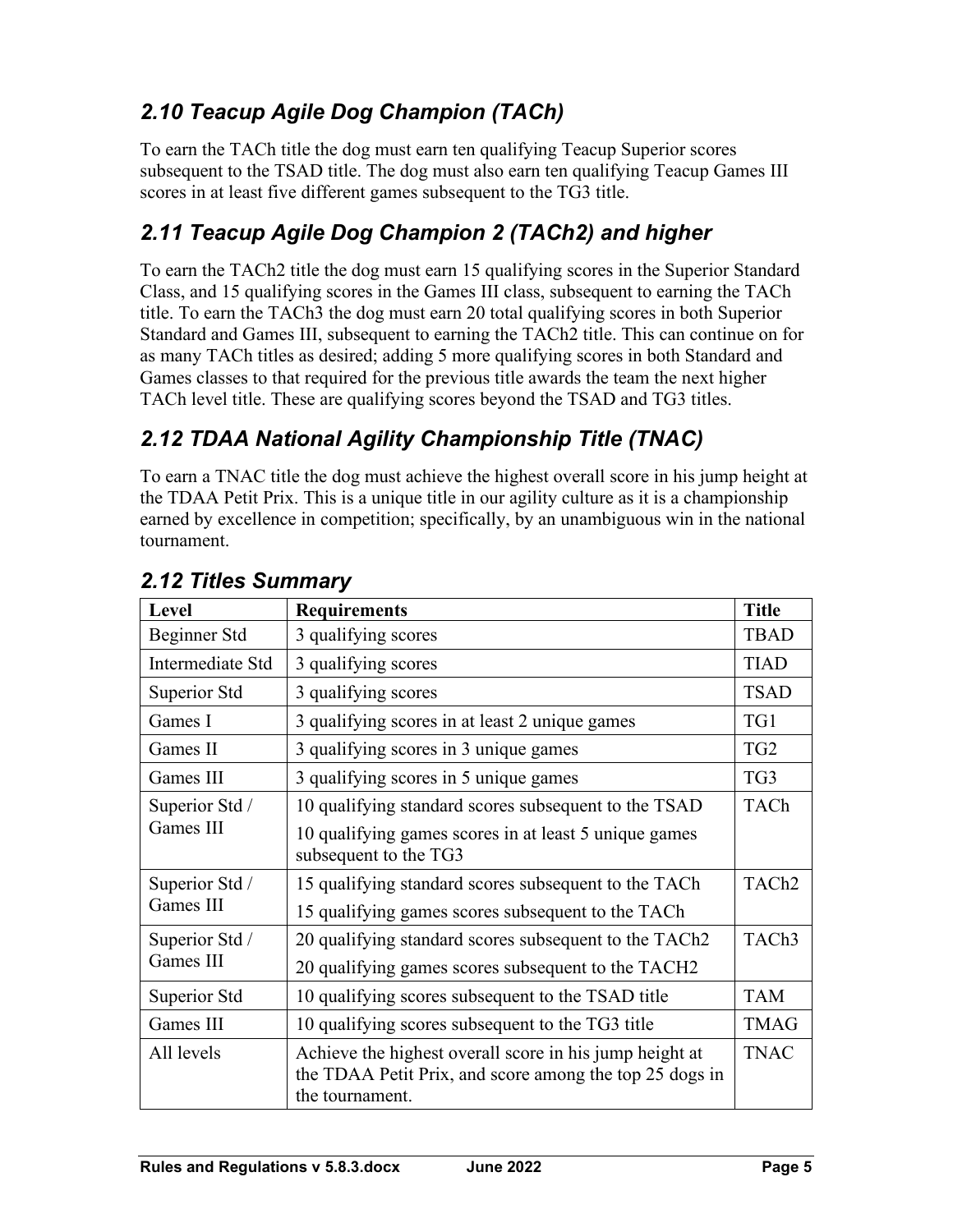## *2.10 Teacup Agile Dog Champion (TACh)*

To earn the TACh title the dog must earn ten qualifying Teacup Superior scores subsequent to the TSAD title. The dog must also earn ten qualifying Teacup Games III scores in at least five different games subsequent to the TG3 title.

## *2.11 Teacup Agile Dog Champion 2 (TACh2) and higher*

To earn the TACh2 title the dog must earn 15 qualifying scores in the Superior Standard Class, and 15 qualifying scores in the Games III class, subsequent to earning the TACh title. To earn the TACh3 the dog must earn 20 total qualifying scores in both Superior Standard and Games III, subsequent to earning the TACh2 title. This can continue on for as many TACh titles as desired; adding 5 more qualifying scores in both Standard and Games classes to that required for the previous title awards the team the next higher TACh level title. These are qualifying scores beyond the TSAD and TG3 titles.

## *2.12 TDAA National Agility Championship Title (TNAC)*

To earn a TNAC title the dog must achieve the highest overall score in his jump height at the TDAA Petit Prix. This is a unique title in our agility culture as it is a championship earned by excellence in competition; specifically, by an unambiguous win in the national tournament.

## *2.12 Titles Summary*

| Level | Requirements | Title |
|---|---|---|
| Beginner Std | 3 qualifying scores | TBAD |
| Intermediate Std | 3 qualifying scores | TIAD |
| Superior Std | 3 qualifying scores | TSAD |
| Games I | 3 qualifying scores in at least 2 unique games | TG1 |
| Games II | 3 qualifying scores in 3 unique games | TG2 |
| Games III | 3 qualifying scores in 5 unique games | TG3 |
| Superior Std / Games III | 10 qualifying standard scores subsequent to the TSAD<br>10 qualifying games scores in at least 5 unique games subsequent to the TG3 | TACh |
| Superior Std / Games III | 15 qualifying standard scores subsequent to the TACh<br>15 qualifying games scores subsequent to the TACh | TACh2 |
| Superior Std / Games III | 20 qualifying standard scores subsequent to the TACh2<br>20 qualifying games scores subsequent to the TACH2 | TACh3 |
| Superior Std | 10 qualifying scores subsequent to the TSAD title | TAM |
| Games III | 10 qualifying scores subsequent to the TG3 title | TMAG |
| All levels | Achieve the highest overall score in his jump height at the TDAA Petit Prix, and score among the top 25 dogs in the tournament. | TNAC |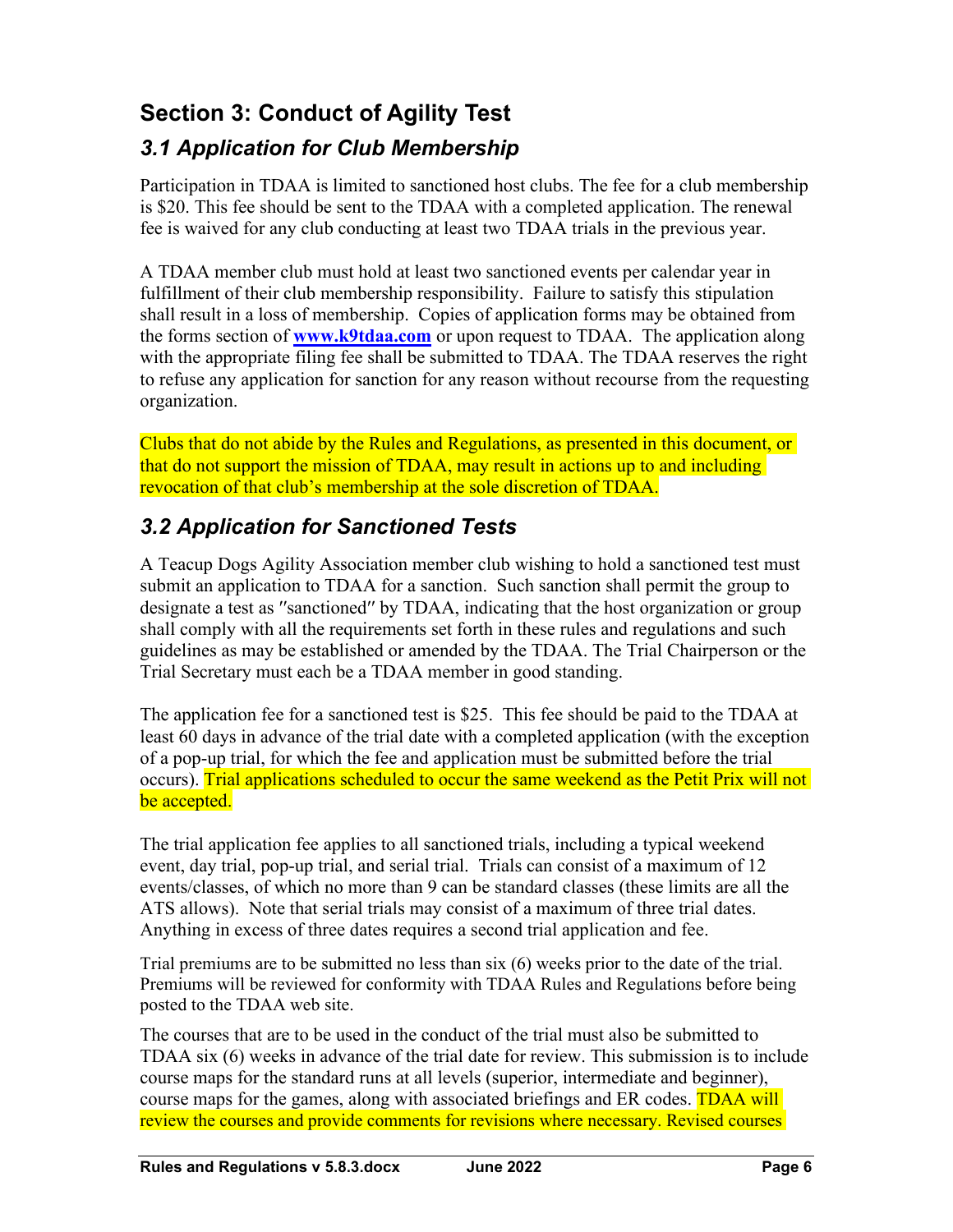# Section 3: Conduct of Agility Test

## 3.1 Application for Club Membership

Participation in TDAA is limited to sanctioned host clubs. The fee for a club membership is $20. This fee should be sent to the TDAA with a completed application. The renewal fee is waived for any club conducting at least two TDAA trials in the previous year.

A TDAA member club must hold at least two sanctioned events per calendar year in fulfillment of their club membership responsibility. Failure to satisfy this stipulation shall result in a loss of membership. Copies of application forms may be obtained from the forms section of **www.k9tdaa.com** or upon request to TDAA. The application along with the appropriate filing fee shall be submitted to TDAA. The TDAA reserves the right to refuse any application for sanction for any reason without recourse from the requesting organization.

Clubs that do not abide by the Rules and Regulations, as presented in this document, or that do not support the mission of TDAA, may result in actions up to and including revocation of that club's membership at the sole discretion of TDAA.

## 3.2 Application for Sanctioned Tests

A Teacup Dogs Agility Association member club wishing to hold a sanctioned test must submit an application to TDAA for a sanction. Such sanction shall permit the group to designate a test as "sanctioned" by TDAA, indicating that the host organization or group shall comply with all the requirements set forth in these rules and regulations and such guidelines as may be established or amended by the TDAA. The Trial Chairperson or the Trial Secretary must each be a TDAA member in good standing.

The application fee for a sanctioned test is $25. This fee should be paid to the TDAA at least 60 days in advance of the trial date with a completed application (with the exception of a pop-up trial, for which the fee and application must be submitted before the trial occurs). Trial applications scheduled to occur the same weekend as the Petit Prix will not be accepted.

The trial application fee applies to all sanctioned trials, including a typical weekend event, day trial, pop-up trial, and serial trial. Trials can consist of a maximum of 12 events/classes, of which no more than 9 can be standard classes (these limits are all the ATS allows). Note that serial trials may consist of a maximum of three trial dates. Anything in excess of three dates requires a second trial application and fee.

Trial premiums are to be submitted no less than six (6) weeks prior to the date of the trial. Premiums will be reviewed for conformity with TDAA Rules and Regulations before being posted to the TDAA web site.

The courses that are to be used in the conduct of the trial must also be submitted to TDAA six (6) weeks in advance of the trial date for review. This submission is to include course maps for the standard runs at all levels (superior, intermediate and beginner), course maps for the games, along with associated briefings and ER codes. TDAA will review the courses and provide comments for revisions where necessary. Revised courses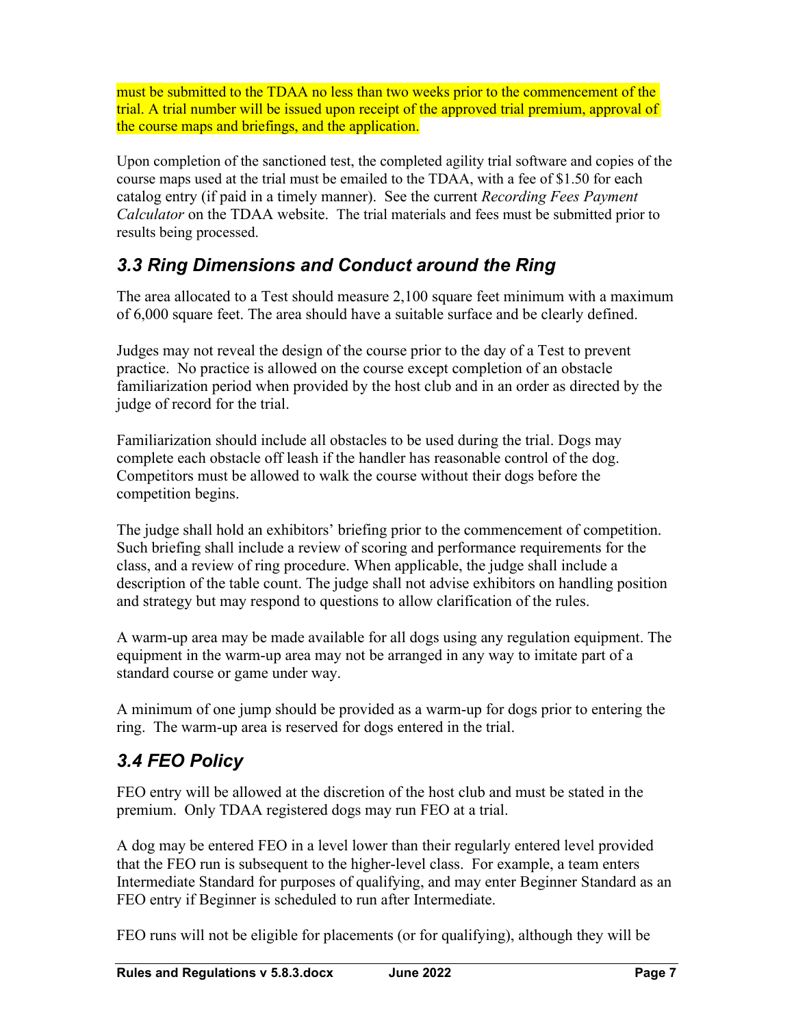must be submitted to the TDAA no less than two weeks prior to the commencement of the trial. A trial number will be issued upon receipt of the approved trial premium, approval of the course maps and briefings, and the application.

Upon completion of the sanctioned test, the completed agility trial software and copies of the course maps used at the trial must be emailed to the TDAA, with a fee of $1.50 for each catalog entry (if paid in a timely manner). See the current *Recording Fees Payment Calculator* on the TDAA website. The trial materials and fees must be submitted prior to results being processed.

## *3.3 Ring Dimensions and Conduct around the Ring*

The area allocated to a Test should measure 2,100 square feet minimum with a maximum of 6,000 square feet. The area should have a suitable surface and be clearly defined.

Judges may not reveal the design of the course prior to the day of a Test to prevent practice. No practice is allowed on the course except completion of an obstacle familiarization period when provided by the host club and in an order as directed by the judge of record for the trial.

Familiarization should include all obstacles to be used during the trial. Dogs may complete each obstacle off leash if the handler has reasonable control of the dog. Competitors must be allowed to walk the course without their dogs before the competition begins.

The judge shall hold an exhibitors' briefing prior to the commencement of competition. Such briefing shall include a review of scoring and performance requirements for the class, and a review of ring procedure. When applicable, the judge shall include a description of the table count. The judge shall not advise exhibitors on handling position and strategy but may respond to questions to allow clarification of the rules.

A warm-up area may be made available for all dogs using any regulation equipment. The equipment in the warm-up area may not be arranged in any way to imitate part of a standard course or game under way.

A minimum of one jump should be provided as a warm-up for dogs prior to entering the ring. The warm-up area is reserved for dogs entered in the trial.

## *3.4 FEO Policy*

FEO entry will be allowed at the discretion of the host club and must be stated in the premium. Only TDAA registered dogs may run FEO at a trial.

A dog may be entered FEO in a level lower than their regularly entered level provided that the FEO run is subsequent to the higher-level class. For example, a team enters Intermediate Standard for purposes of qualifying, and may enter Beginner Standard as an FEO entry if Beginner is scheduled to run after Intermediate.

FEO runs will not be eligible for placements (or for qualifying), although they will be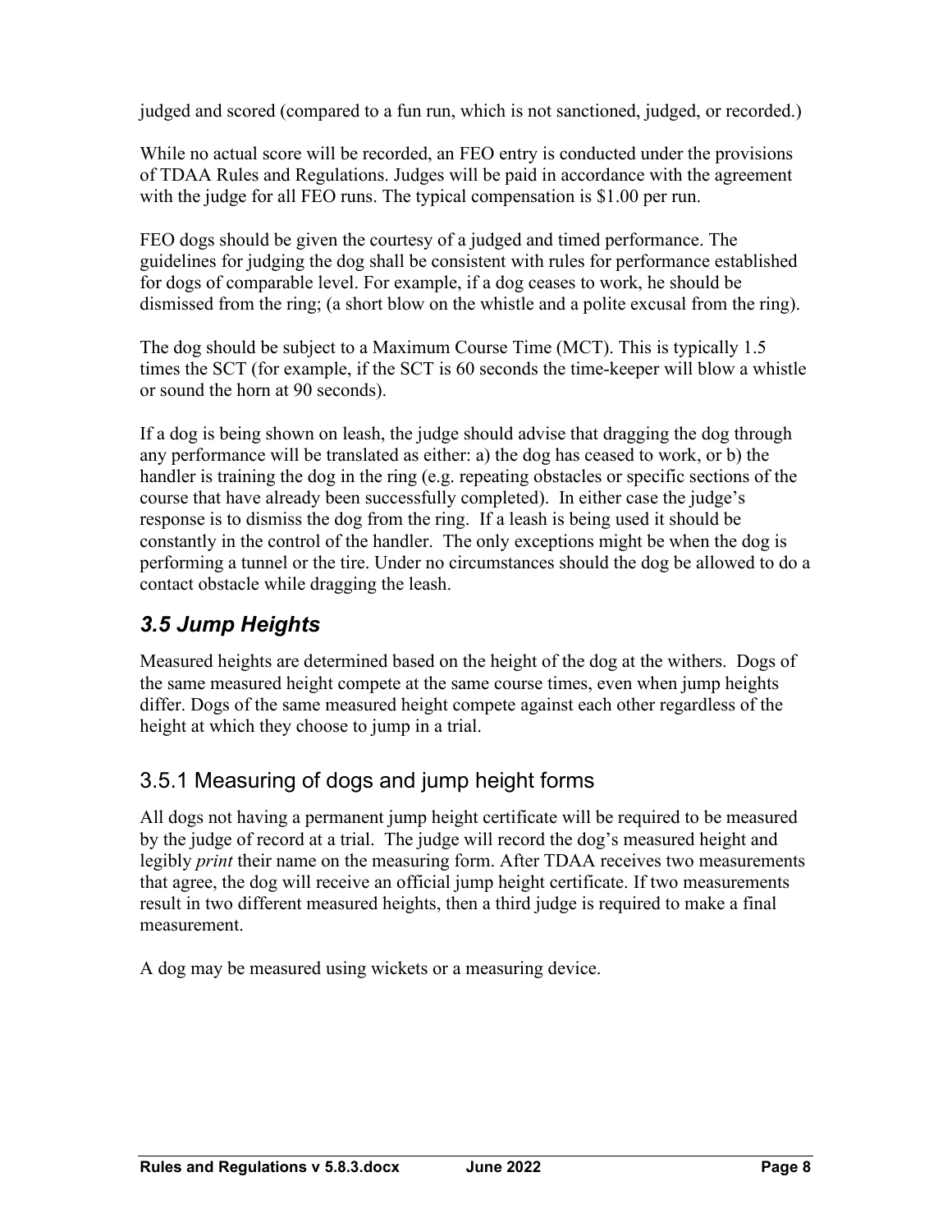judged and scored (compared to a fun run, which is not sanctioned, judged, or recorded.)

While no actual score will be recorded, an FEO entry is conducted under the provisions of TDAA Rules and Regulations. Judges will be paid in accordance with the agreement with the judge for all FEO runs. The typical compensation is $1.00 per run.

FEO dogs should be given the courtesy of a judged and timed performance. The guidelines for judging the dog shall be consistent with rules for performance established for dogs of comparable level. For example, if a dog ceases to work, he should be dismissed from the ring; (a short blow on the whistle and a polite excusal from the ring).

The dog should be subject to a Maximum Course Time (MCT). This is typically 1.5 times the SCT (for example, if the SCT is 60 seconds the time-keeper will blow a whistle or sound the horn at 90 seconds).

If a dog is being shown on leash, the judge should advise that dragging the dog through any performance will be translated as either: a) the dog has ceased to work, or b) the handler is training the dog in the ring (e.g. repeating obstacles or specific sections of the course that have already been successfully completed). In either case the judge's response is to dismiss the dog from the ring. If a leash is being used it should be constantly in the control of the handler. The only exceptions might be when the dog is performing a tunnel or the tire. Under no circumstances should the dog be allowed to do a contact obstacle while dragging the leash.

## *3.5 Jump Heights*

Measured heights are determined based on the height of the dog at the withers. Dogs of the same measured height compete at the same course times, even when jump heights differ. Dogs of the same measured height compete against each other regardless of the height at which they choose to jump in a trial.

### 3.5.1 Measuring of dogs and jump height forms

All dogs not having a permanent jump height certificate will be required to be measured by the judge of record at a trial. The judge will record the dog's measured height and legibly *print* their name on the measuring form. After TDAA receives two measurements that agree, the dog will receive an official jump height certificate. If two measurements result in two different measured heights, then a third judge is required to make a final measurement.

A dog may be measured using wickets or a measuring device.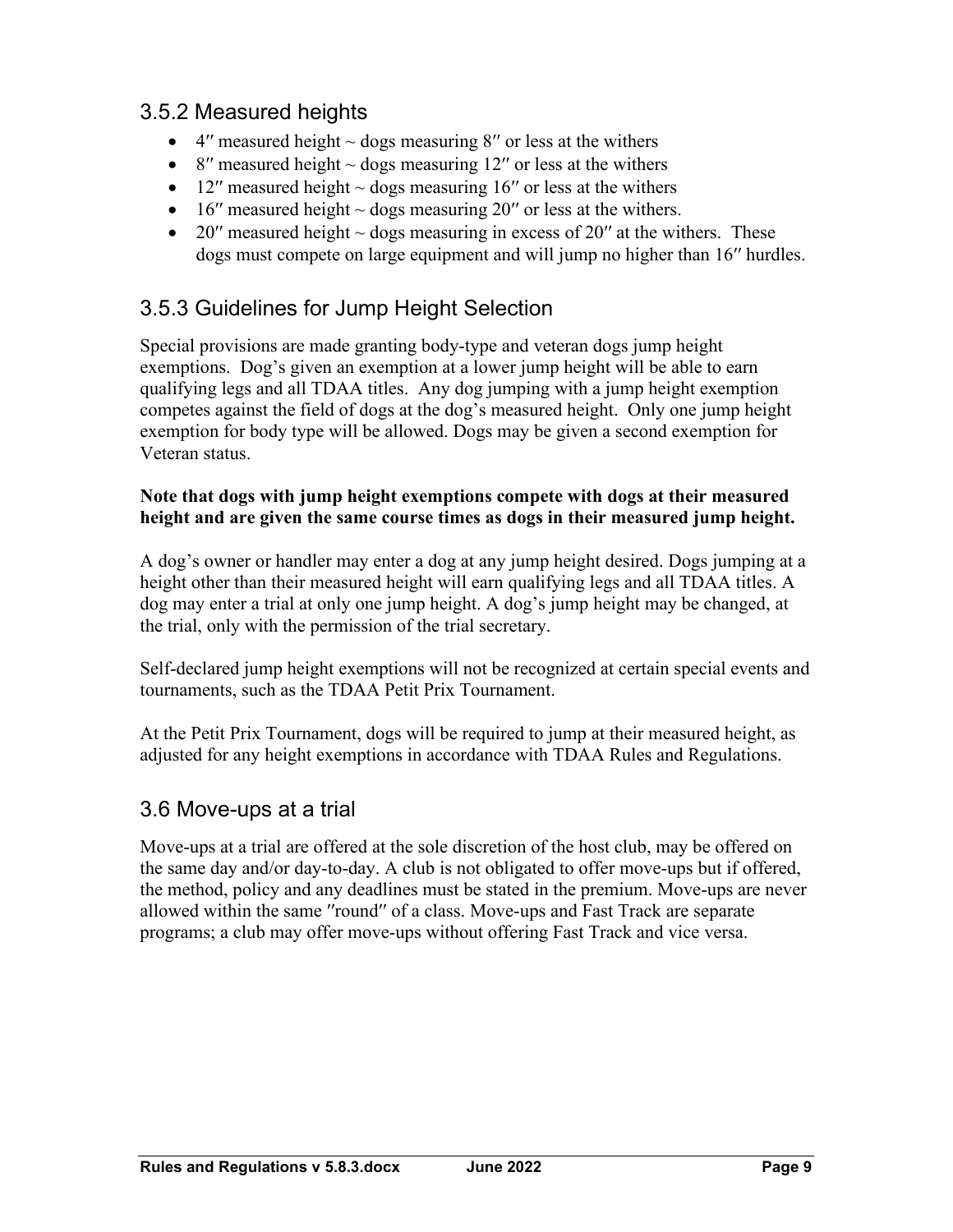### 3.5.2 Measured heights

- 4″ measured height ~ dogs measuring 8″ or less at the withers
- 8″ measured height ~ dogs measuring 12″ or less at the withers
- 12″ measured height ~ dogs measuring 16″ or less at the withers
- 16″ measured height ~ dogs measuring 20″ or less at the withers.
- 20″ measured height ~ dogs measuring in excess of 20″ at the withers. These dogs must compete on large equipment and will jump no higher than 16″ hurdles.

### 3.5.3 Guidelines for Jump Height Selection

Special provisions are made granting body-type and veteran dogs jump height exemptions. Dog's given an exemption at a lower jump height will be able to earn qualifying legs and all TDAA titles. Any dog jumping with a jump height exemption competes against the field of dogs at the dog's measured height. Only one jump height exemption for body type will be allowed. Dogs may be given a second exemption for Veteran status.

**Note that dogs with jump height exemptions compete with dogs at their measured height and are given the same course times as dogs in their measured jump height.**

A dog's owner or handler may enter a dog at any jump height desired. Dogs jumping at a height other than their measured height will earn qualifying legs and all TDAA titles. A dog may enter a trial at only one jump height. A dog's jump height may be changed, at the trial, only with the permission of the trial secretary.

Self-declared jump height exemptions will not be recognized at certain special events and tournaments, such as the TDAA Petit Prix Tournament.

At the Petit Prix Tournament, dogs will be required to jump at their measured height, as adjusted for any height exemptions in accordance with TDAA Rules and Regulations.

## 3.6 Move-ups at a trial

Move-ups at a trial are offered at the sole discretion of the host club, may be offered on the same day and/or day-to-day. A club is not obligated to offer move-ups but if offered, the method, policy and any deadlines must be stated in the premium. Move-ups are never allowed within the same ″round″ of a class. Move-ups and Fast Track are separate programs; a club may offer move-ups without offering Fast Track and vice versa.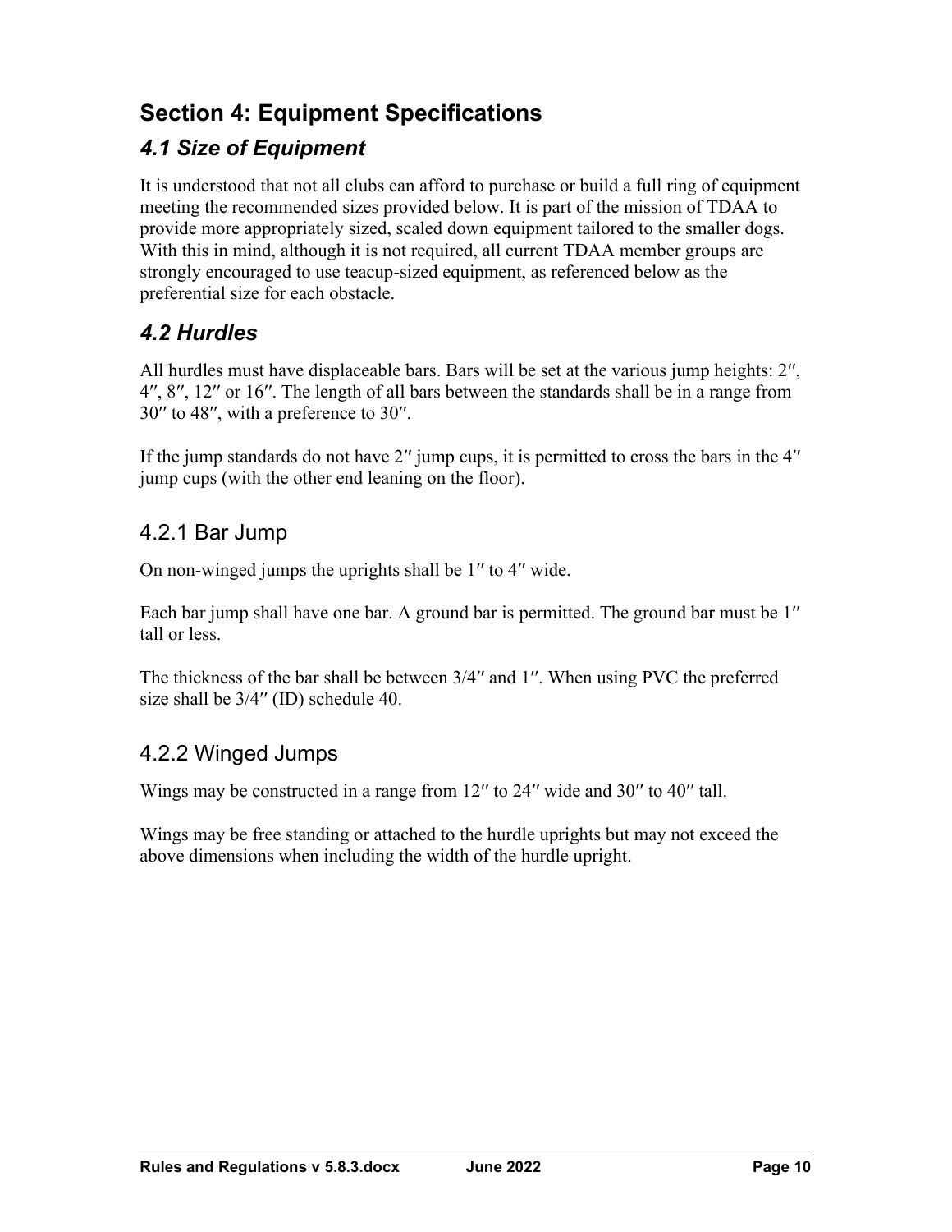## Section 4: Equipment Specifications

### *4.1 Size of Equipment*

It is understood that not all clubs can afford to purchase or build a full ring of equipment meeting the recommended sizes provided below. It is part of the mission of TDAA to provide more appropriately sized, scaled down equipment tailored to the smaller dogs. With this in mind, although it is not required, all current TDAA member groups are strongly encouraged to use teacup-sized equipment, as referenced below as the preferential size for each obstacle.

### *4.2 Hurdles*

All hurdles must have displaceable bars. Bars will be set at the various jump heights: 2″, 4″, 8″, 12″ or 16″. The length of all bars between the standards shall be in a range from 30″ to 48″, with a preference to 30″.

If the jump standards do not have 2″ jump cups, it is permitted to cross the bars in the 4″ jump cups (with the other end leaning on the floor).

#### 4.2.1 Bar Jump

On non-winged jumps the uprights shall be 1″ to 4″ wide.

Each bar jump shall have one bar. A ground bar is permitted. The ground bar must be 1″ tall or less.

The thickness of the bar shall be between 3/4″ and 1″. When using PVC the preferred size shall be 3/4″ (ID) schedule 40.

#### 4.2.2 Winged Jumps

Wings may be constructed in a range from 12″ to 24″ wide and 30″ to 40″ tall.

Wings may be free standing or attached to the hurdle uprights but may not exceed the above dimensions when including the width of the hurdle upright.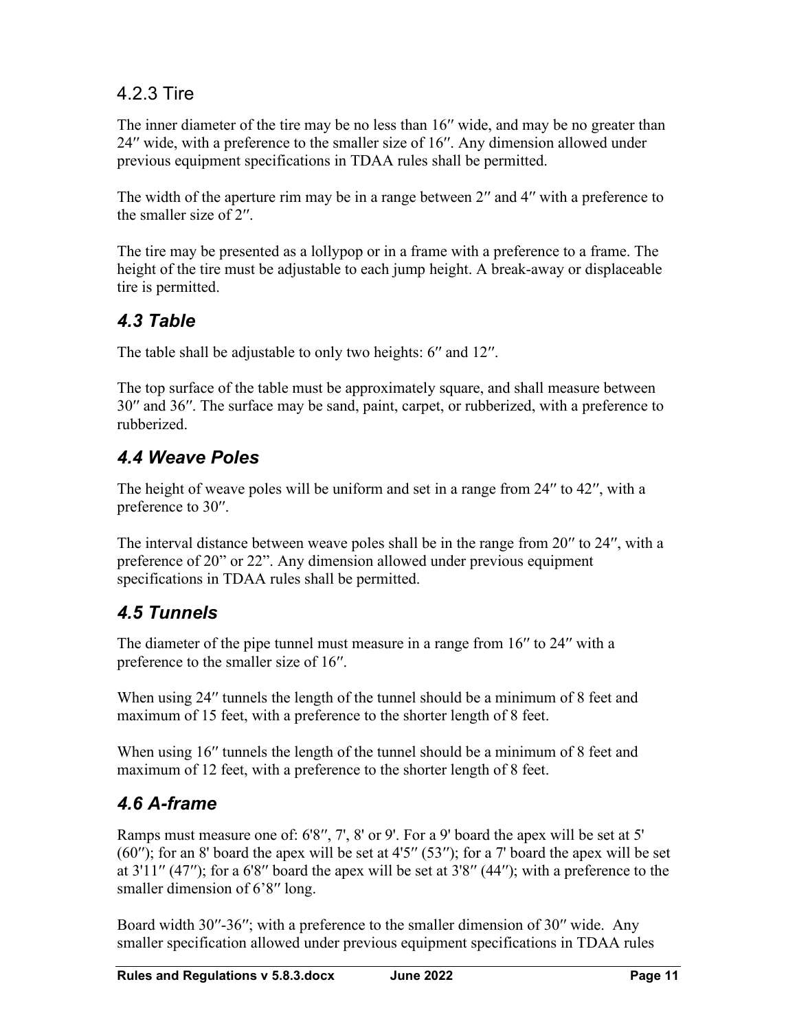### 4.2.3 Tire

The inner diameter of the tire may be no less than 16″ wide, and may be no greater than 24″ wide, with a preference to the smaller size of 16″. Any dimension allowed under previous equipment specifications in TDAA rules shall be permitted.

The width of the aperture rim may be in a range between 2″ and 4″ with a preference to the smaller size of 2″.

The tire may be presented as a lollypop or in a frame with a preference to a frame. The height of the tire must be adjustable to each jump height. A break-away or displaceable tire is permitted.

## *4.3 Table*

The table shall be adjustable to only two heights: 6″ and 12″.

The top surface of the table must be approximately square, and shall measure between 30″ and 36″. The surface may be sand, paint, carpet, or rubberized, with a preference to rubberized.

## *4.4 Weave Poles*

The height of weave poles will be uniform and set in a range from 24″ to 42″, with a preference to 30″.

The interval distance between weave poles shall be in the range from 20″ to 24″, with a preference of 20" or 22". Any dimension allowed under previous equipment specifications in TDAA rules shall be permitted.

## *4.5 Tunnels*

The diameter of the pipe tunnel must measure in a range from 16″ to 24″ with a preference to the smaller size of 16″.

When using 24″ tunnels the length of the tunnel should be a minimum of 8 feet and maximum of 15 feet, with a preference to the shorter length of 8 feet.

When using 16″ tunnels the length of the tunnel should be a minimum of 8 feet and maximum of 12 feet, with a preference to the shorter length of 8 feet.

## *4.6 A-frame*

Ramps must measure one of: 6'8″, 7', 8' or 9'. For a 9' board the apex will be set at 5' (60″); for an 8' board the apex will be set at 4'5″ (53″); for a 7' board the apex will be set at 3'11″ (47″); for a 6'8″ board the apex will be set at 3'8″ (44″); with a preference to the smaller dimension of 6'8″ long.

Board width 30″-36″; with a preference to the smaller dimension of 30″ wide. Any smaller specification allowed under previous equipment specifications in TDAA rules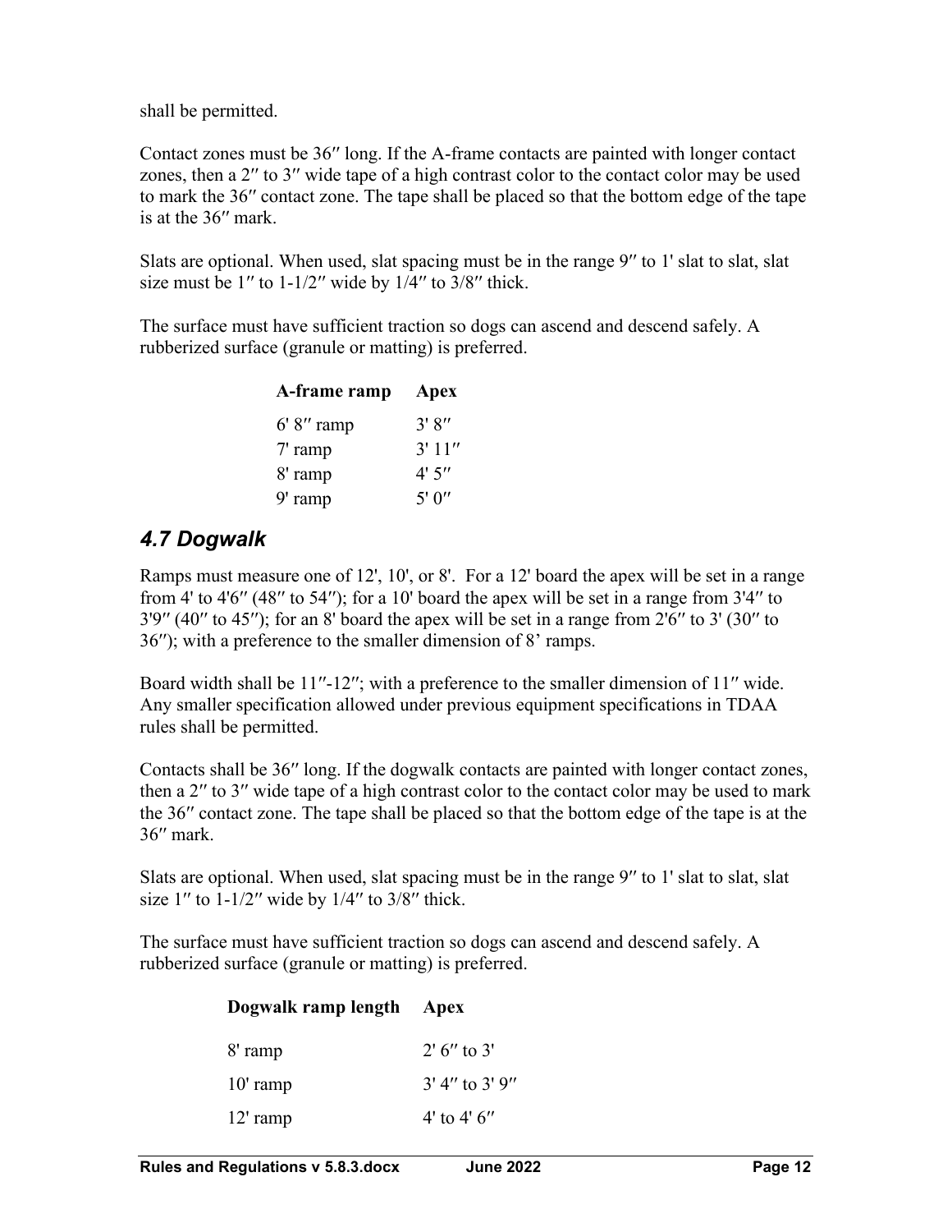shall be permitted.

Contact zones must be 36″ long. If the A-frame contacts are painted with longer contact zones, then a 2″ to 3″ wide tape of a high contrast color to the contact color may be used to mark the 36″ contact zone. The tape shall be placed so that the bottom edge of the tape is at the 36″ mark.

Slats are optional. When used, slat spacing must be in the range 9″ to 1' slat to slat, slat size must be 1″ to 1-1/2″ wide by 1/4″ to 3/8″ thick.

The surface must have sufficient traction so dogs can ascend and descend safely. A rubberized surface (granule or matting) is preferred.

| A-frame ramp | Apex |
|---|---|
| 6' 8″ ramp | 3' 8″ |
| 7' ramp | 3' 11″ |
| 8' ramp | 4' 5″ |
| 9' ramp | 5' 0″ |

## *4.7 Dogwalk*

Ramps must measure one of 12', 10', or 8'. For a 12' board the apex will be set in a range from 4' to 4'6″ (48″ to 54″); for a 10' board the apex will be set in a range from 3'4″ to 3'9″ (40″ to 45″); for an 8' board the apex will be set in a range from 2'6″ to 3' (30″ to 36″); with a preference to the smaller dimension of 8' ramps.

Board width shall be 11″-12″; with a preference to the smaller dimension of 11″ wide. Any smaller specification allowed under previous equipment specifications in TDAA rules shall be permitted.

Contacts shall be 36″ long. If the dogwalk contacts are painted with longer contact zones, then a 2″ to 3″ wide tape of a high contrast color to the contact color may be used to mark the 36″ contact zone. The tape shall be placed so that the bottom edge of the tape is at the 36″ mark.

Slats are optional. When used, slat spacing must be in the range 9″ to 1' slat to slat, slat size 1″ to 1-1/2″ wide by 1/4″ to 3/8″ thick.

The surface must have sufficient traction so dogs can ascend and descend safely. A rubberized surface (granule or matting) is preferred.

| Dogwalk ramp length | Apex |
|---|---|
| 8' ramp | 2' 6″ to 3' |
| 10' ramp | 3' 4″ to 3' 9″ |
| 12' ramp | 4' to 4' 6″ |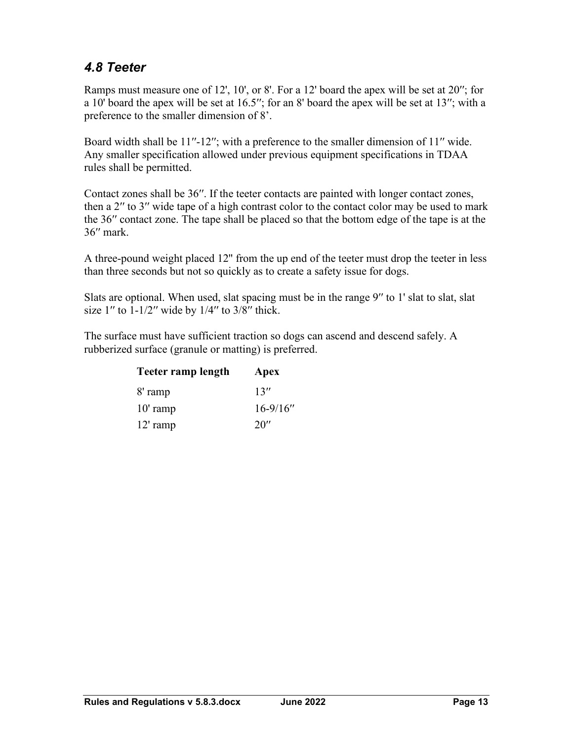### *4.8 Teeter*

Ramps must measure one of 12', 10', or 8'. For a 12' board the apex will be set at 20″; for a 10' board the apex will be set at 16.5″; for an 8' board the apex will be set at 13″; with a preference to the smaller dimension of 8'.

Board width shall be 11″-12″; with a preference to the smaller dimension of 11″ wide. Any smaller specification allowed under previous equipment specifications in TDAA rules shall be permitted.

Contact zones shall be 36″. If the teeter contacts are painted with longer contact zones, then a 2″ to 3″ wide tape of a high contrast color to the contact color may be used to mark the 36″ contact zone. The tape shall be placed so that the bottom edge of the tape is at the 36″ mark.

A three-pound weight placed 12" from the up end of the teeter must drop the teeter in less than three seconds but not so quickly as to create a safety issue for dogs.

Slats are optional. When used, slat spacing must be in the range 9″ to 1' slat to slat, slat size 1″ to 1-1/2″ wide by 1/4″ to 3/8″ thick.

The surface must have sufficient traction so dogs can ascend and descend safely. A rubberized surface (granule or matting) is preferred.

| Teeter ramp length | Apex |
|---|---|
| 8' ramp | 13″ |
| 10' ramp | 16-9/16″ |
| 12' ramp | 20″ |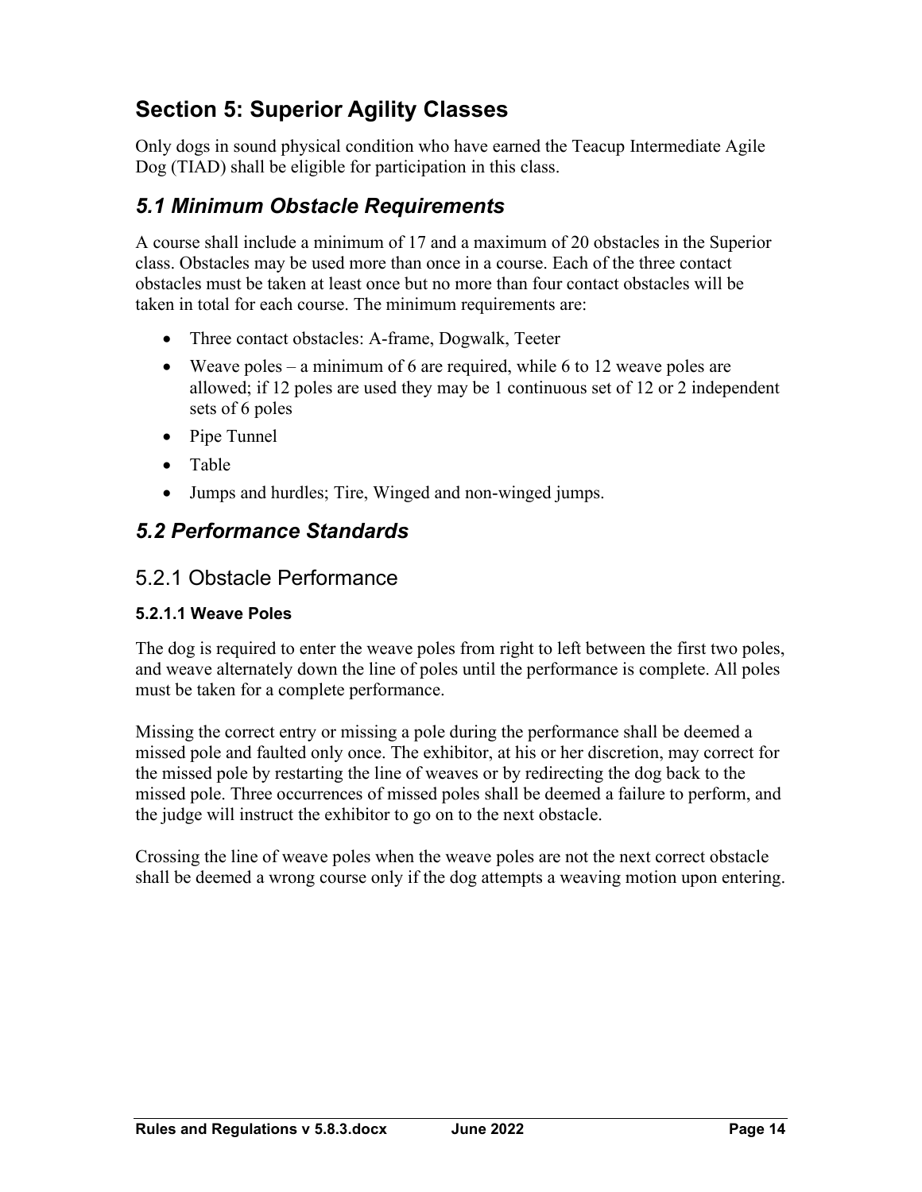# Section 5: Superior Agility Classes

Only dogs in sound physical condition who have earned the Teacup Intermediate Agile Dog (TIAD) shall be eligible for participation in this class.

## *5.1 Minimum Obstacle Requirements*

A course shall include a minimum of 17 and a maximum of 20 obstacles in the Superior class. Obstacles may be used more than once in a course. Each of the three contact obstacles must be taken at least once but no more than four contact obstacles will be taken in total for each course. The minimum requirements are:

- Three contact obstacles: A-frame, Dogwalk, Teeter
- Weave poles – a minimum of 6 are required, while 6 to 12 weave poles are allowed; if 12 poles are used they may be 1 continuous set of 12 or 2 independent sets of 6 poles
- Pipe Tunnel
- Table
- Jumps and hurdles; Tire, Winged and non-winged jumps.

## *5.2 Performance Standards*

### 5.2.1 Obstacle Performance

#### 5.2.1.1 Weave Poles

The dog is required to enter the weave poles from right to left between the first two poles, and weave alternately down the line of poles until the performance is complete. All poles must be taken for a complete performance.

Missing the correct entry or missing a pole during the performance shall be deemed a missed pole and faulted only once. The exhibitor, at his or her discretion, may correct for the missed pole by restarting the line of weaves or by redirecting the dog back to the missed pole. Three occurrences of missed poles shall be deemed a failure to perform, and the judge will instruct the exhibitor to go on to the next obstacle.

Crossing the line of weave poles when the weave poles are not the next correct obstacle shall be deemed a wrong course only if the dog attempts a weaving motion upon entering.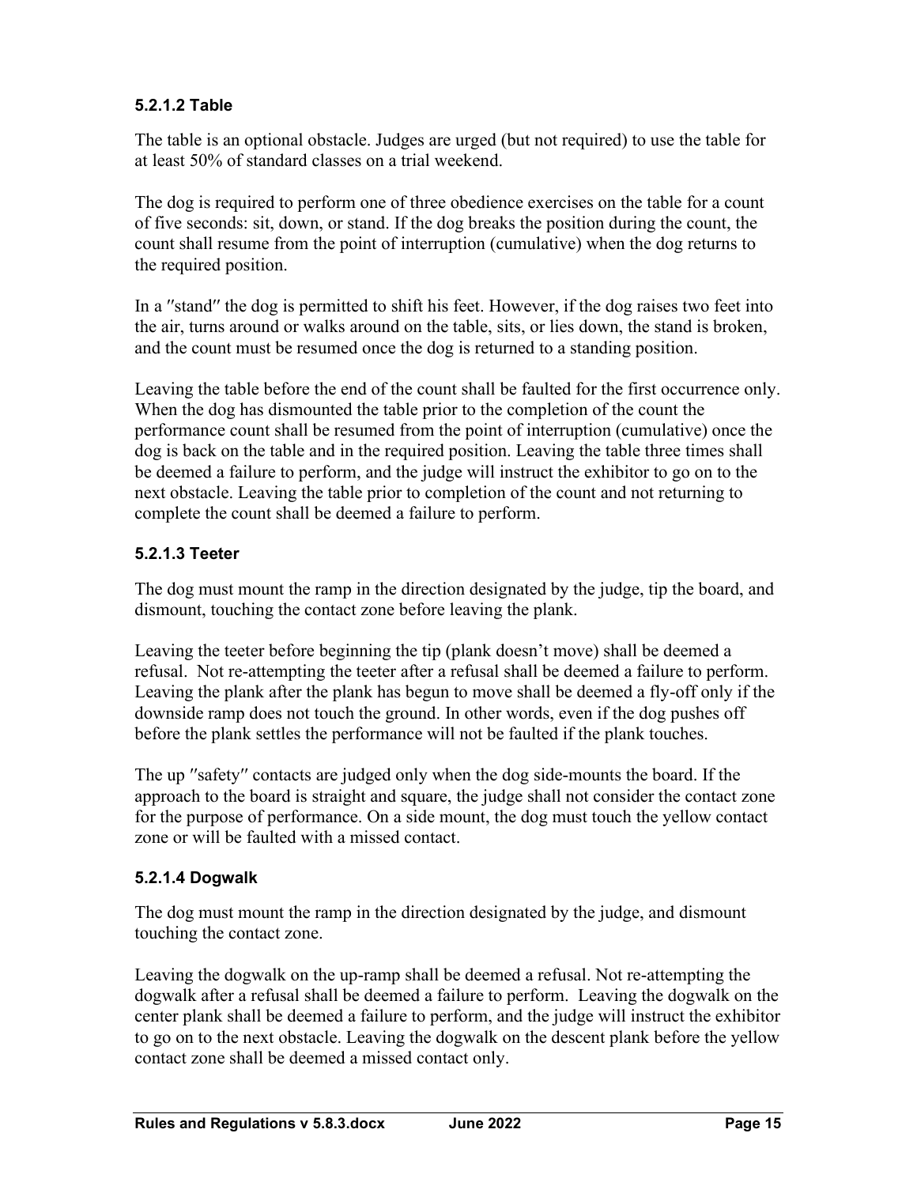#### 5.2.1.2 Table

The table is an optional obstacle. Judges are urged (but not required) to use the table for at least 50% of standard classes on a trial weekend.

The dog is required to perform one of three obedience exercises on the table for a count of five seconds: sit, down, or stand. If the dog breaks the position during the count, the count shall resume from the point of interruption (cumulative) when the dog returns to the required position.

In a ″stand″ the dog is permitted to shift his feet. However, if the dog raises two feet into the air, turns around or walks around on the table, sits, or lies down, the stand is broken, and the count must be resumed once the dog is returned to a standing position.

Leaving the table before the end of the count shall be faulted for the first occurrence only. When the dog has dismounted the table prior to the completion of the count the performance count shall be resumed from the point of interruption (cumulative) once the dog is back on the table and in the required position. Leaving the table three times shall be deemed a failure to perform, and the judge will instruct the exhibitor to go on to the next obstacle. Leaving the table prior to completion of the count and not returning to complete the count shall be deemed a failure to perform.

#### 5.2.1.3 Teeter

The dog must mount the ramp in the direction designated by the judge, tip the board, and dismount, touching the contact zone before leaving the plank.

Leaving the teeter before beginning the tip (plank doesn't move) shall be deemed a refusal. Not re-attempting the teeter after a refusal shall be deemed a failure to perform. Leaving the plank after the plank has begun to move shall be deemed a fly-off only if the downside ramp does not touch the ground. In other words, even if the dog pushes off before the plank settles the performance will not be faulted if the plank touches.

The up ″safety″ contacts are judged only when the dog side-mounts the board. If the approach to the board is straight and square, the judge shall not consider the contact zone for the purpose of performance. On a side mount, the dog must touch the yellow contact zone or will be faulted with a missed contact.

#### 5.2.1.4 Dogwalk

The dog must mount the ramp in the direction designated by the judge, and dismount touching the contact zone.

Leaving the dogwalk on the up-ramp shall be deemed a refusal. Not re-attempting the dogwalk after a refusal shall be deemed a failure to perform. Leaving the dogwalk on the center plank shall be deemed a failure to perform, and the judge will instruct the exhibitor to go on to the next obstacle. Leaving the dogwalk on the descent plank before the yellow contact zone shall be deemed a missed contact only.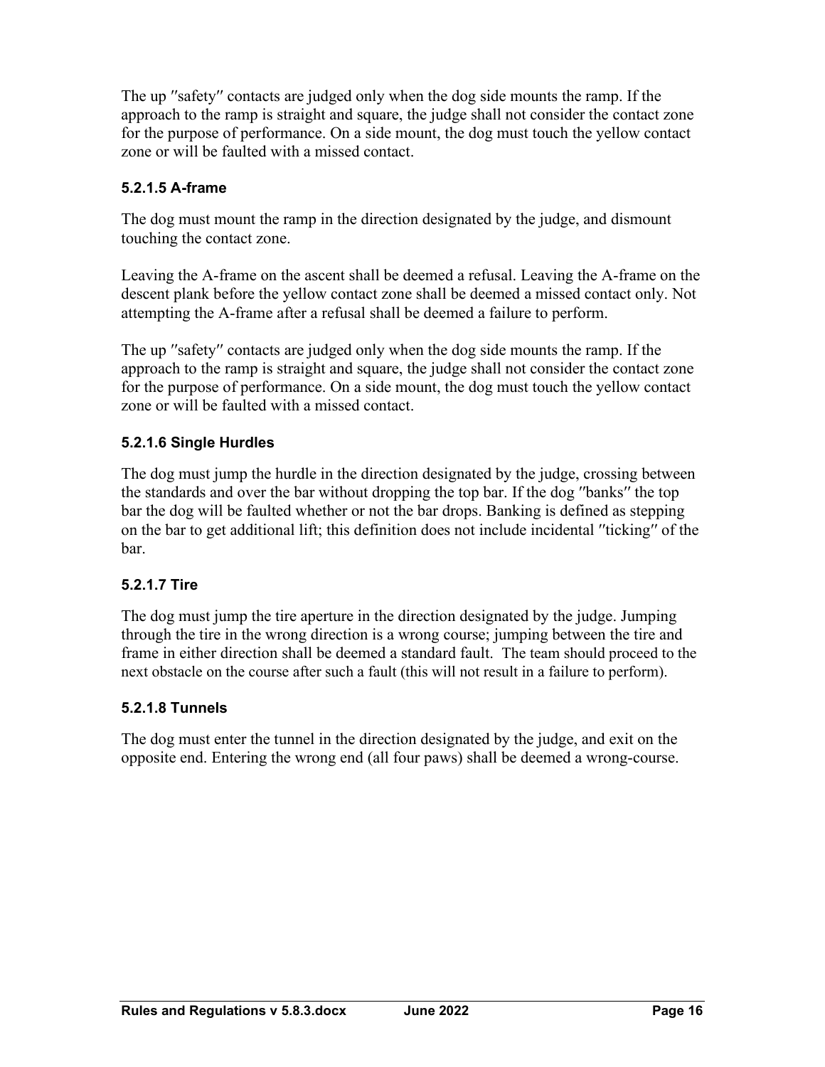The up ″safety″ contacts are judged only when the dog side mounts the ramp. If the approach to the ramp is straight and square, the judge shall not consider the contact zone for the purpose of performance. On a side mount, the dog must touch the yellow contact zone or will be faulted with a missed contact.

#### 5.2.1.5 A-frame

The dog must mount the ramp in the direction designated by the judge, and dismount touching the contact zone.

Leaving the A-frame on the ascent shall be deemed a refusal. Leaving the A-frame on the descent plank before the yellow contact zone shall be deemed a missed contact only. Not attempting the A-frame after a refusal shall be deemed a failure to perform.

The up ″safety″ contacts are judged only when the dog side mounts the ramp. If the approach to the ramp is straight and square, the judge shall not consider the contact zone for the purpose of performance. On a side mount, the dog must touch the yellow contact zone or will be faulted with a missed contact.

#### 5.2.1.6 Single Hurdles

The dog must jump the hurdle in the direction designated by the judge, crossing between the standards and over the bar without dropping the top bar. If the dog ″banks″ the top bar the dog will be faulted whether or not the bar drops. Banking is defined as stepping on the bar to get additional lift; this definition does not include incidental ″ticking″ of the bar.

#### 5.2.1.7 Tire

The dog must jump the tire aperture in the direction designated by the judge. Jumping through the tire in the wrong direction is a wrong course; jumping between the tire and frame in either direction shall be deemed a standard fault. The team should proceed to the next obstacle on the course after such a fault (this will not result in a failure to perform).

#### 5.2.1.8 Tunnels

The dog must enter the tunnel in the direction designated by the judge, and exit on the opposite end. Entering the wrong end (all four paws) shall be deemed a wrong-course.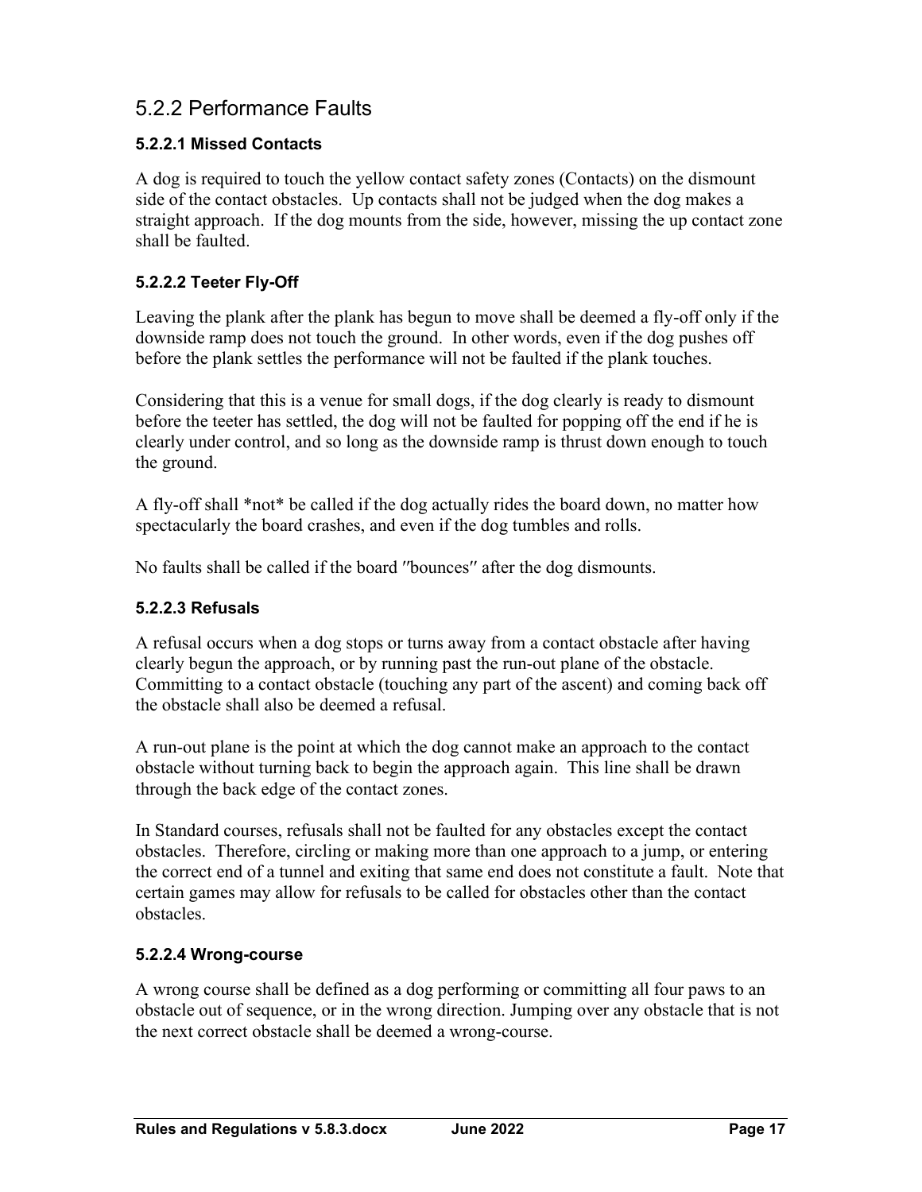## 5.2.2 Performance Faults

### 5.2.2.1 Missed Contacts

A dog is required to touch the yellow contact safety zones (Contacts) on the dismount side of the contact obstacles. Up contacts shall not be judged when the dog makes a straight approach. If the dog mounts from the side, however, missing the up contact zone shall be faulted.

### 5.2.2.2 Teeter Fly-Off

Leaving the plank after the plank has begun to move shall be deemed a fly-off only if the downside ramp does not touch the ground. In other words, even if the dog pushes off before the plank settles the performance will not be faulted if the plank touches.

Considering that this is a venue for small dogs, if the dog clearly is ready to dismount before the teeter has settled, the dog will not be faulted for popping off the end if he is clearly under control, and so long as the downside ramp is thrust down enough to touch the ground.

A fly-off shall *not* be called if the dog actually rides the board down, no matter how spectacularly the board crashes, and even if the dog tumbles and rolls.

No faults shall be called if the board ″bounces″ after the dog dismounts.

### 5.2.2.3 Refusals

A refusal occurs when a dog stops or turns away from a contact obstacle after having clearly begun the approach, or by running past the run-out plane of the obstacle. Committing to a contact obstacle (touching any part of the ascent) and coming back off the obstacle shall also be deemed a refusal.

A run-out plane is the point at which the dog cannot make an approach to the contact obstacle without turning back to begin the approach again. This line shall be drawn through the back edge of the contact zones.

In Standard courses, refusals shall not be faulted for any obstacles except the contact obstacles. Therefore, circling or making more than one approach to a jump, or entering the correct end of a tunnel and exiting that same end does not constitute a fault. Note that certain games may allow for refusals to be called for obstacles other than the contact obstacles.

### 5.2.2.4 Wrong-course

A wrong course shall be defined as a dog performing or committing all four paws to an obstacle out of sequence, or in the wrong direction. Jumping over any obstacle that is not the next correct obstacle shall be deemed a wrong-course.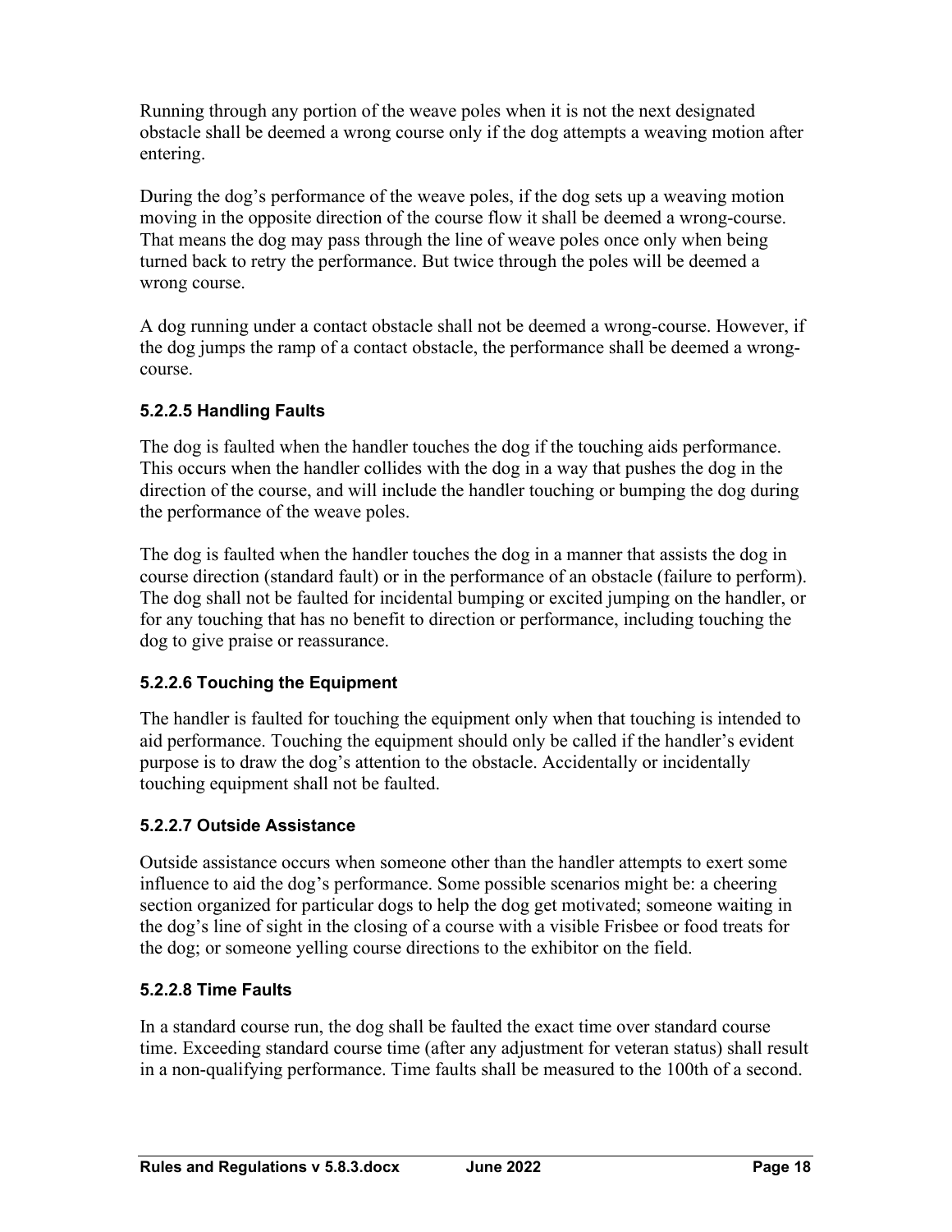Running through any portion of the weave poles when it is not the next designated obstacle shall be deemed a wrong course only if the dog attempts a weaving motion after entering.

During the dog's performance of the weave poles, if the dog sets up a weaving motion moving in the opposite direction of the course flow it shall be deemed a wrong-course. That means the dog may pass through the line of weave poles once only when being turned back to retry the performance. But twice through the poles will be deemed a wrong course.

A dog running under a contact obstacle shall not be deemed a wrong-course. However, if the dog jumps the ramp of a contact obstacle, the performance shall be deemed a wrong-course.

#### 5.2.2.5 Handling Faults

The dog is faulted when the handler touches the dog if the touching aids performance. This occurs when the handler collides with the dog in a way that pushes the dog in the direction of the course, and will include the handler touching or bumping the dog during the performance of the weave poles.

The dog is faulted when the handler touches the dog in a manner that assists the dog in course direction (standard fault) or in the performance of an obstacle (failure to perform). The dog shall not be faulted for incidental bumping or excited jumping on the handler, or for any touching that has no benefit to direction or performance, including touching the dog to give praise or reassurance.

#### 5.2.2.6 Touching the Equipment

The handler is faulted for touching the equipment only when that touching is intended to aid performance. Touching the equipment should only be called if the handler's evident purpose is to draw the dog's attention to the obstacle. Accidentally or incidentally touching equipment shall not be faulted.

#### 5.2.2.7 Outside Assistance

Outside assistance occurs when someone other than the handler attempts to exert some influence to aid the dog's performance. Some possible scenarios might be: a cheering section organized for particular dogs to help the dog get motivated; someone waiting in the dog's line of sight in the closing of a course with a visible Frisbee or food treats for the dog; or someone yelling course directions to the exhibitor on the field.

#### 5.2.2.8 Time Faults

In a standard course run, the dog shall be faulted the exact time over standard course time. Exceeding standard course time (after any adjustment for veteran status) shall result in a non-qualifying performance. Time faults shall be measured to the 100th of a second.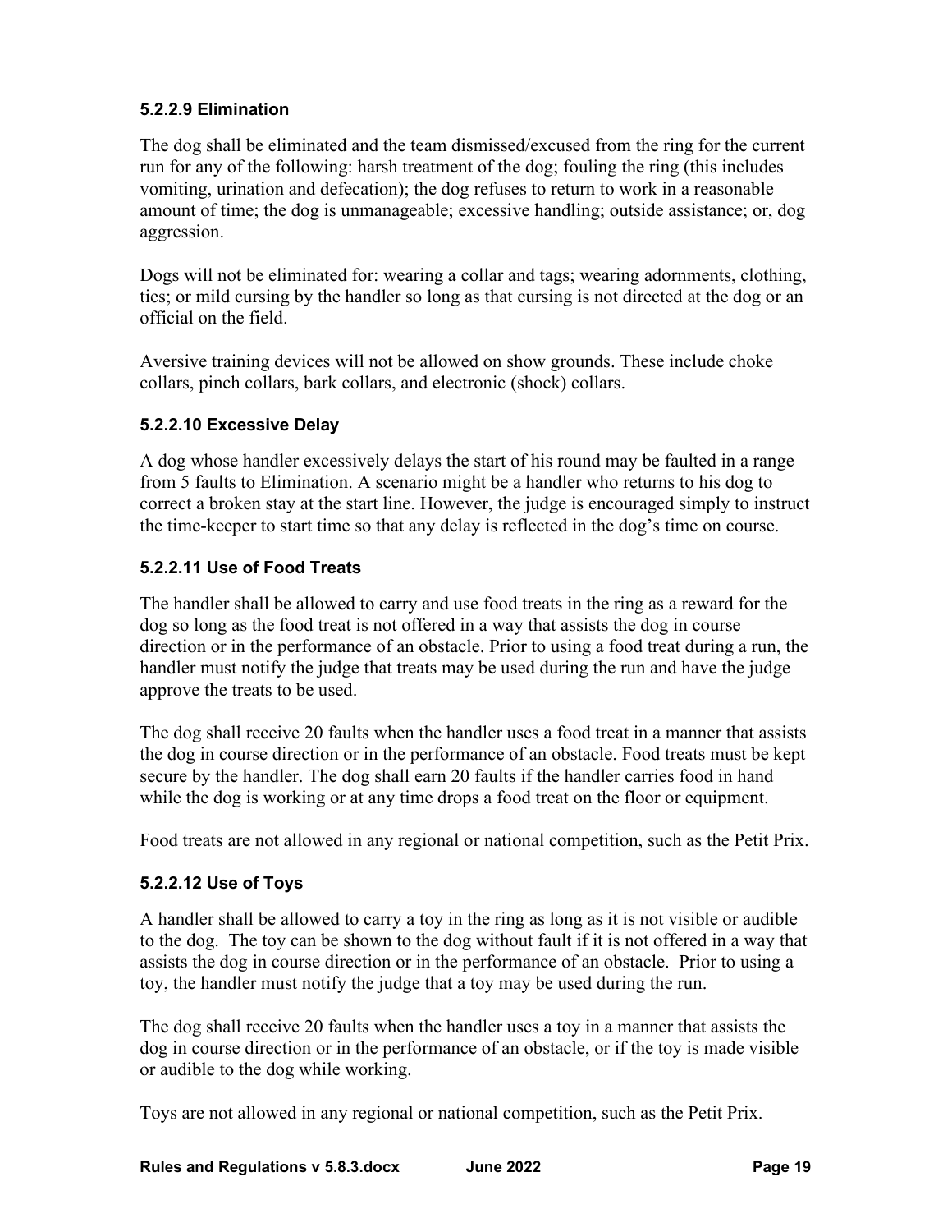#### 5.2.2.9 Elimination

The dog shall be eliminated and the team dismissed/excused from the ring for the current run for any of the following: harsh treatment of the dog; fouling the ring (this includes vomiting, urination and defecation); the dog refuses to return to work in a reasonable amount of time; the dog is unmanageable; excessive handling; outside assistance; or, dog aggression.

Dogs will not be eliminated for: wearing a collar and tags; wearing adornments, clothing, ties; or mild cursing by the handler so long as that cursing is not directed at the dog or an official on the field.

Aversive training devices will not be allowed on show grounds. These include choke collars, pinch collars, bark collars, and electronic (shock) collars.

#### 5.2.2.10 Excessive Delay

A dog whose handler excessively delays the start of his round may be faulted in a range from 5 faults to Elimination. A scenario might be a handler who returns to his dog to correct a broken stay at the start line. However, the judge is encouraged simply to instruct the time-keeper to start time so that any delay is reflected in the dog's time on course.

#### 5.2.2.11 Use of Food Treats

The handler shall be allowed to carry and use food treats in the ring as a reward for the dog so long as the food treat is not offered in a way that assists the dog in course direction or in the performance of an obstacle. Prior to using a food treat during a run, the handler must notify the judge that treats may be used during the run and have the judge approve the treats to be used.

The dog shall receive 20 faults when the handler uses a food treat in a manner that assists the dog in course direction or in the performance of an obstacle. Food treats must be kept secure by the handler. The dog shall earn 20 faults if the handler carries food in hand while the dog is working or at any time drops a food treat on the floor or equipment.

Food treats are not allowed in any regional or national competition, such as the Petit Prix.

#### 5.2.2.12 Use of Toys

A handler shall be allowed to carry a toy in the ring as long as it is not visible or audible to the dog. The toy can be shown to the dog without fault if it is not offered in a way that assists the dog in course direction or in the performance of an obstacle. Prior to using a toy, the handler must notify the judge that a toy may be used during the run.

The dog shall receive 20 faults when the handler uses a toy in a manner that assists the dog in course direction or in the performance of an obstacle, or if the toy is made visible or audible to the dog while working.

Toys are not allowed in any regional or national competition, such as the Petit Prix.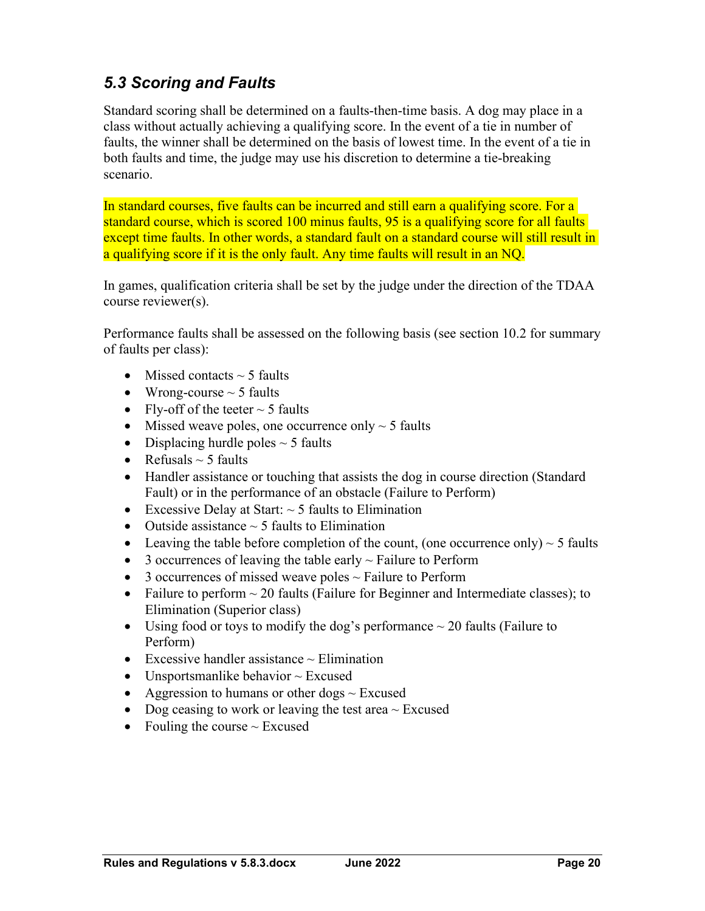## *5.3 Scoring and Faults*

Standard scoring shall be determined on a faults-then-time basis. A dog may place in a class without actually achieving a qualifying score. In the event of a tie in number of faults, the winner shall be determined on the basis of lowest time. In the event of a tie in both faults and time, the judge may use his discretion to determine a tie-breaking scenario.

In standard courses, five faults can be incurred and still earn a qualifying score. For a standard course, which is scored 100 minus faults, 95 is a qualifying score for all faults except time faults. In other words, a standard fault on a standard course will still result in a qualifying score if it is the only fault. Any time faults will result in an NQ.

In games, qualification criteria shall be set by the judge under the direction of the TDAA course reviewer(s).

Performance faults shall be assessed on the following basis (see section 10.2 for summary of faults per class):

- Missed contacts ~ 5 faults
- Wrong-course ~ 5 faults
- Fly-off of the teeter ~ 5 faults
- Missed weave poles, one occurrence only ~ 5 faults
- Displacing hurdle poles ~ 5 faults
- Refusals ~ 5 faults
- Handler assistance or touching that assists the dog in course direction (Standard Fault) or in the performance of an obstacle (Failure to Perform)
- Excessive Delay at Start: ~ 5 faults to Elimination
- Outside assistance ~ 5 faults to Elimination
- Leaving the table before completion of the count, (one occurrence only) ~ 5 faults
- 3 occurrences of leaving the table early ~ Failure to Perform
- 3 occurrences of missed weave poles ~ Failure to Perform
- Failure to perform ~ 20 faults (Failure for Beginner and Intermediate classes); to Elimination (Superior class)
- Using food or toys to modify the dog's performance ~ 20 faults (Failure to Perform)
- Excessive handler assistance ~ Elimination
- Unsportsmanlike behavior ~ Excused
- Aggression to humans or other dogs ~ Excused
- Dog ceasing to work or leaving the test area ~ Excused
- Fouling the course ~ Excused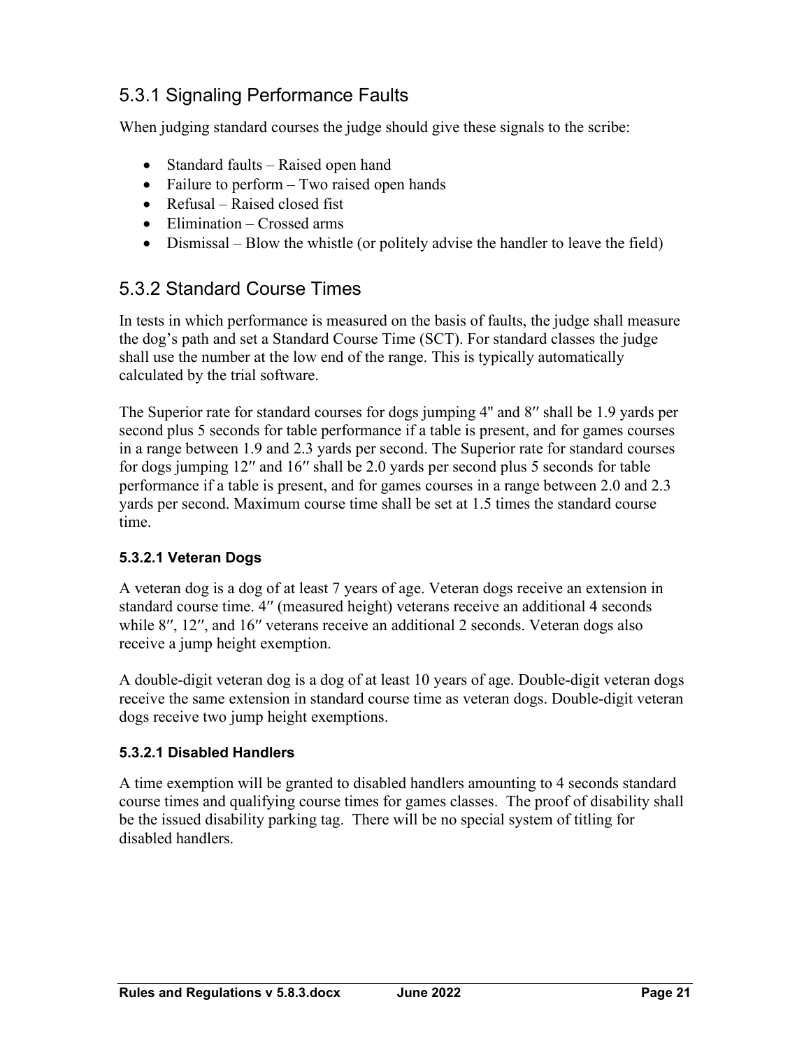## 5.3.1 Signaling Performance Faults

When judging standard courses the judge should give these signals to the scribe:

- Standard faults – Raised open hand
- Failure to perform – Two raised open hands
- Refusal – Raised closed fist
- Elimination – Crossed arms
- Dismissal – Blow the whistle (or politely advise the handler to leave the field)

## 5.3.2 Standard Course Times

In tests in which performance is measured on the basis of faults, the judge shall measure the dog's path and set a Standard Course Time (SCT). For standard classes the judge shall use the number at the low end of the range. This is typically automatically calculated by the trial software.

The Superior rate for standard courses for dogs jumping 4" and 8″ shall be 1.9 yards per second plus 5 seconds for table performance if a table is present, and for games courses in a range between 1.9 and 2.3 yards per second. The Superior rate for standard courses for dogs jumping 12″ and 16″ shall be 2.0 yards per second plus 5 seconds for table performance if a table is present, and for games courses in a range between 2.0 and 2.3 yards per second. Maximum course time shall be set at 1.5 times the standard course time.

### 5.3.2.1 Veteran Dogs

A veteran dog is a dog of at least 7 years of age. Veteran dogs receive an extension in standard course time. 4″ (measured height) veterans receive an additional 4 seconds while 8″, 12″, and 16″ veterans receive an additional 2 seconds. Veteran dogs also receive a jump height exemption.

A double-digit veteran dog is a dog of at least 10 years of age. Double-digit veteran dogs receive the same extension in standard course time as veteran dogs. Double-digit veteran dogs receive two jump height exemptions.

### 5.3.2.1 Disabled Handlers

A time exemption will be granted to disabled handlers amounting to 4 seconds standard course times and qualifying course times for games classes. The proof of disability shall be the issued disability parking tag. There will be no special system of titling for disabled handlers.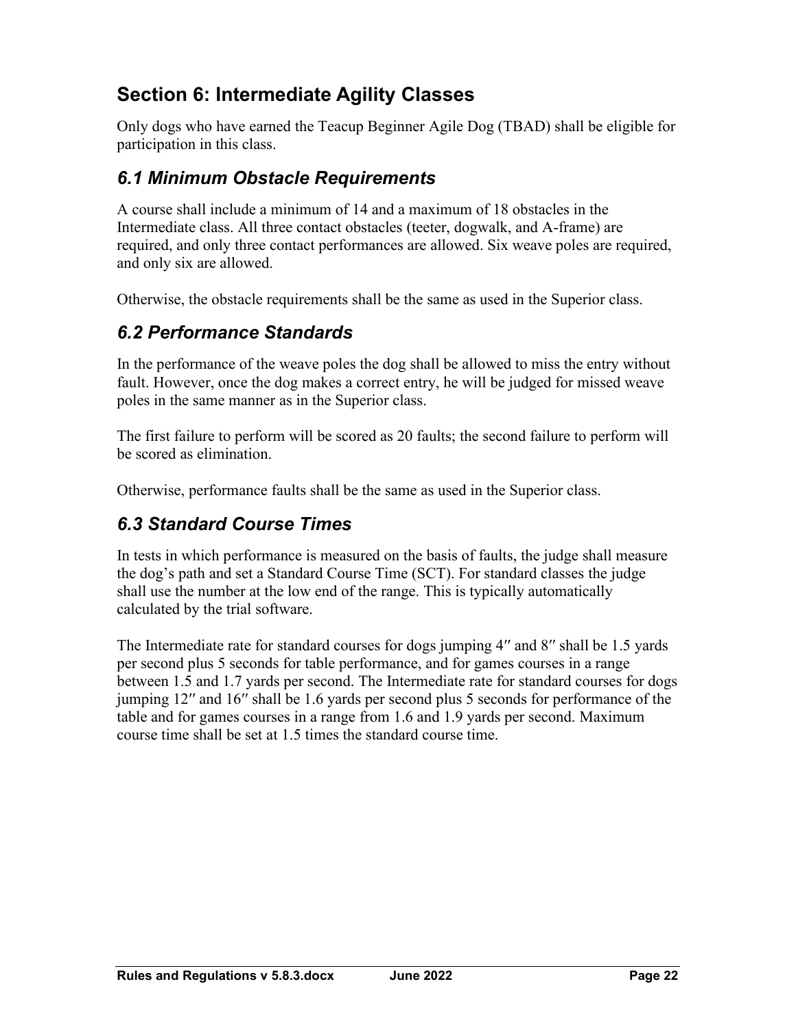## Section 6: Intermediate Agility Classes

Only dogs who have earned the Teacup Beginner Agile Dog (TBAD) shall be eligible for participation in this class.

### *6.1 Minimum Obstacle Requirements*

A course shall include a minimum of 14 and a maximum of 18 obstacles in the Intermediate class. All three contact obstacles (teeter, dogwalk, and A-frame) are required, and only three contact performances are allowed. Six weave poles are required, and only six are allowed.

Otherwise, the obstacle requirements shall be the same as used in the Superior class.

### *6.2 Performance Standards*

In the performance of the weave poles the dog shall be allowed to miss the entry without fault. However, once the dog makes a correct entry, he will be judged for missed weave poles in the same manner as in the Superior class.

The first failure to perform will be scored as 20 faults; the second failure to perform will be scored as elimination.

Otherwise, performance faults shall be the same as used in the Superior class.

### *6.3 Standard Course Times*

In tests in which performance is measured on the basis of faults, the judge shall measure the dog's path and set a Standard Course Time (SCT). For standard classes the judge shall use the number at the low end of the range. This is typically automatically calculated by the trial software.

The Intermediate rate for standard courses for dogs jumping 4″ and 8″ shall be 1.5 yards per second plus 5 seconds for table performance, and for games courses in a range between 1.5 and 1.7 yards per second. The Intermediate rate for standard courses for dogs jumping 12″ and 16″ shall be 1.6 yards per second plus 5 seconds for performance of the table and for games courses in a range from 1.6 and 1.9 yards per second. Maximum course time shall be set at 1.5 times the standard course time.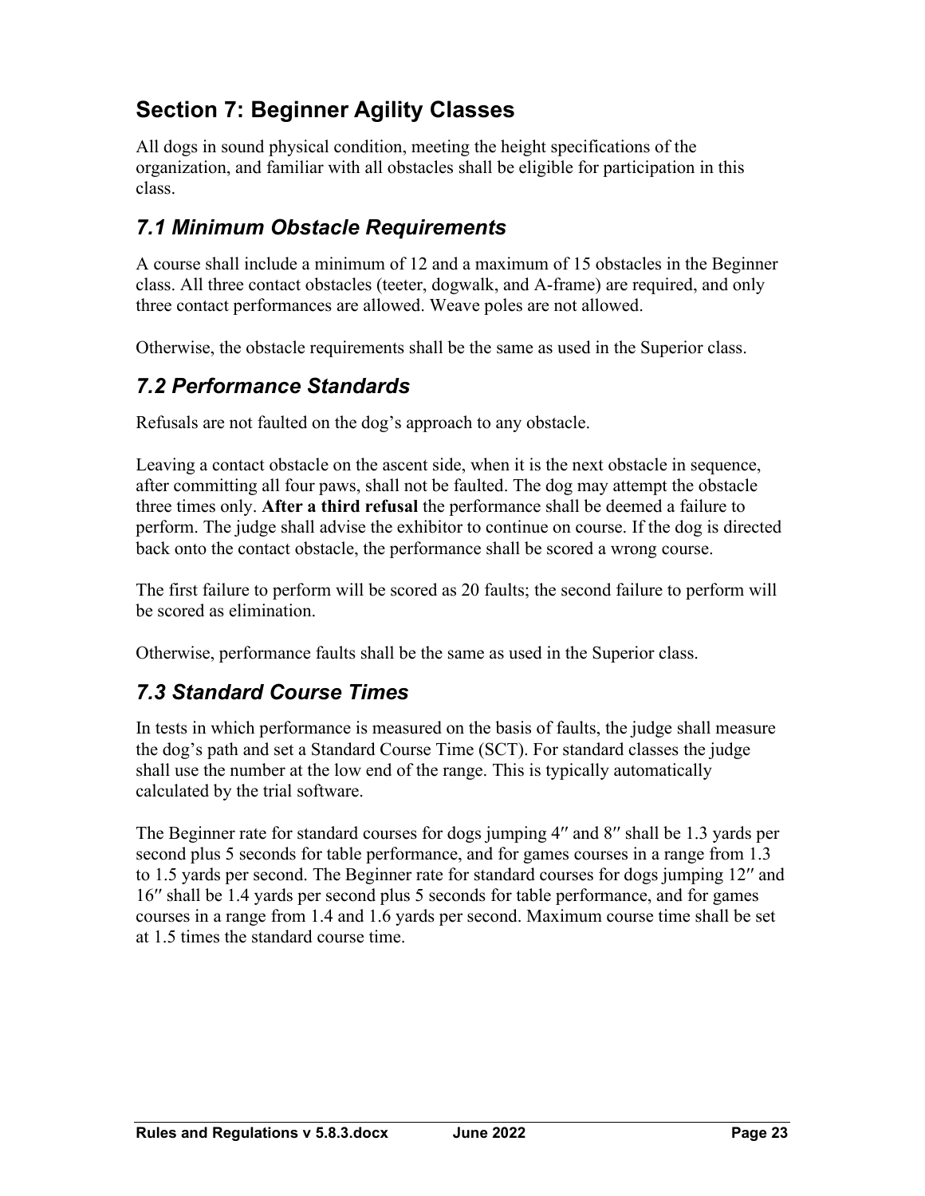## Section 7: Beginner Agility Classes

All dogs in sound physical condition, meeting the height specifications of the organization, and familiar with all obstacles shall be eligible for participation in this class.

### *7.1 Minimum Obstacle Requirements*

A course shall include a minimum of 12 and a maximum of 15 obstacles in the Beginner class. All three contact obstacles (teeter, dogwalk, and A-frame) are required, and only three contact performances are allowed. Weave poles are not allowed.

Otherwise, the obstacle requirements shall be the same as used in the Superior class.

### *7.2 Performance Standards*

Refusals are not faulted on the dog's approach to any obstacle.

Leaving a contact obstacle on the ascent side, when it is the next obstacle in sequence, after committing all four paws, shall not be faulted. The dog may attempt the obstacle three times only. **After a third refusal** the performance shall be deemed a failure to perform. The judge shall advise the exhibitor to continue on course. If the dog is directed back onto the contact obstacle, the performance shall be scored a wrong course.

The first failure to perform will be scored as 20 faults; the second failure to perform will be scored as elimination.

Otherwise, performance faults shall be the same as used in the Superior class.

### *7.3 Standard Course Times*

In tests in which performance is measured on the basis of faults, the judge shall measure the dog's path and set a Standard Course Time (SCT). For standard classes the judge shall use the number at the low end of the range. This is typically automatically calculated by the trial software.

The Beginner rate for standard courses for dogs jumping 4″ and 8″ shall be 1.3 yards per second plus 5 seconds for table performance, and for games courses in a range from 1.3 to 1.5 yards per second. The Beginner rate for standard courses for dogs jumping 12″ and 16″ shall be 1.4 yards per second plus 5 seconds for table performance, and for games courses in a range from 1.4 and 1.6 yards per second. Maximum course time shall be set at 1.5 times the standard course time.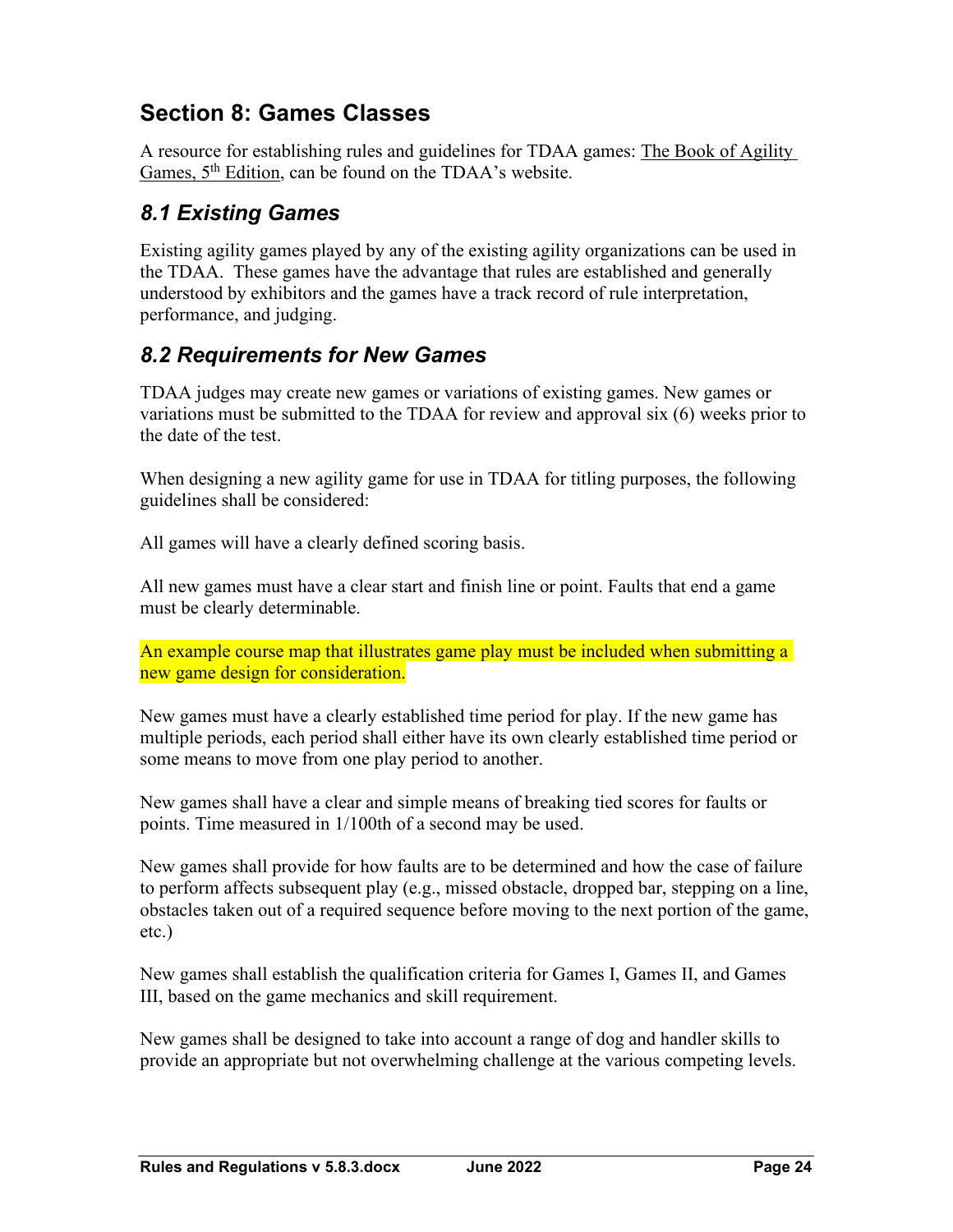## Section 8: Games Classes

A resource for establishing rules and guidelines for TDAA games: The Book of Agility Games, 5th Edition, can be found on the TDAA's website.

### *8.1 Existing Games*

Existing agility games played by any of the existing agility organizations can be used in the TDAA. These games have the advantage that rules are established and generally understood by exhibitors and the games have a track record of rule interpretation, performance, and judging.

### *8.2 Requirements for New Games*

TDAA judges may create new games or variations of existing games. New games or variations must be submitted to the TDAA for review and approval six (6) weeks prior to the date of the test.

When designing a new agility game for use in TDAA for titling purposes, the following guidelines shall be considered:

All games will have a clearly defined scoring basis.

All new games must have a clear start and finish line or point. Faults that end a game must be clearly determinable.

An example course map that illustrates game play must be included when submitting a new game design for consideration.

New games must have a clearly established time period for play. If the new game has multiple periods, each period shall either have its own clearly established time period or some means to move from one play period to another.

New games shall have a clear and simple means of breaking tied scores for faults or points. Time measured in 1/100th of a second may be used.

New games shall provide for how faults are to be determined and how the case of failure to perform affects subsequent play (e.g., missed obstacle, dropped bar, stepping on a line, obstacles taken out of a required sequence before moving to the next portion of the game, etc.)

New games shall establish the qualification criteria for Games I, Games II, and Games III, based on the game mechanics and skill requirement.

New games shall be designed to take into account a range of dog and handler skills to provide an appropriate but not overwhelming challenge at the various competing levels.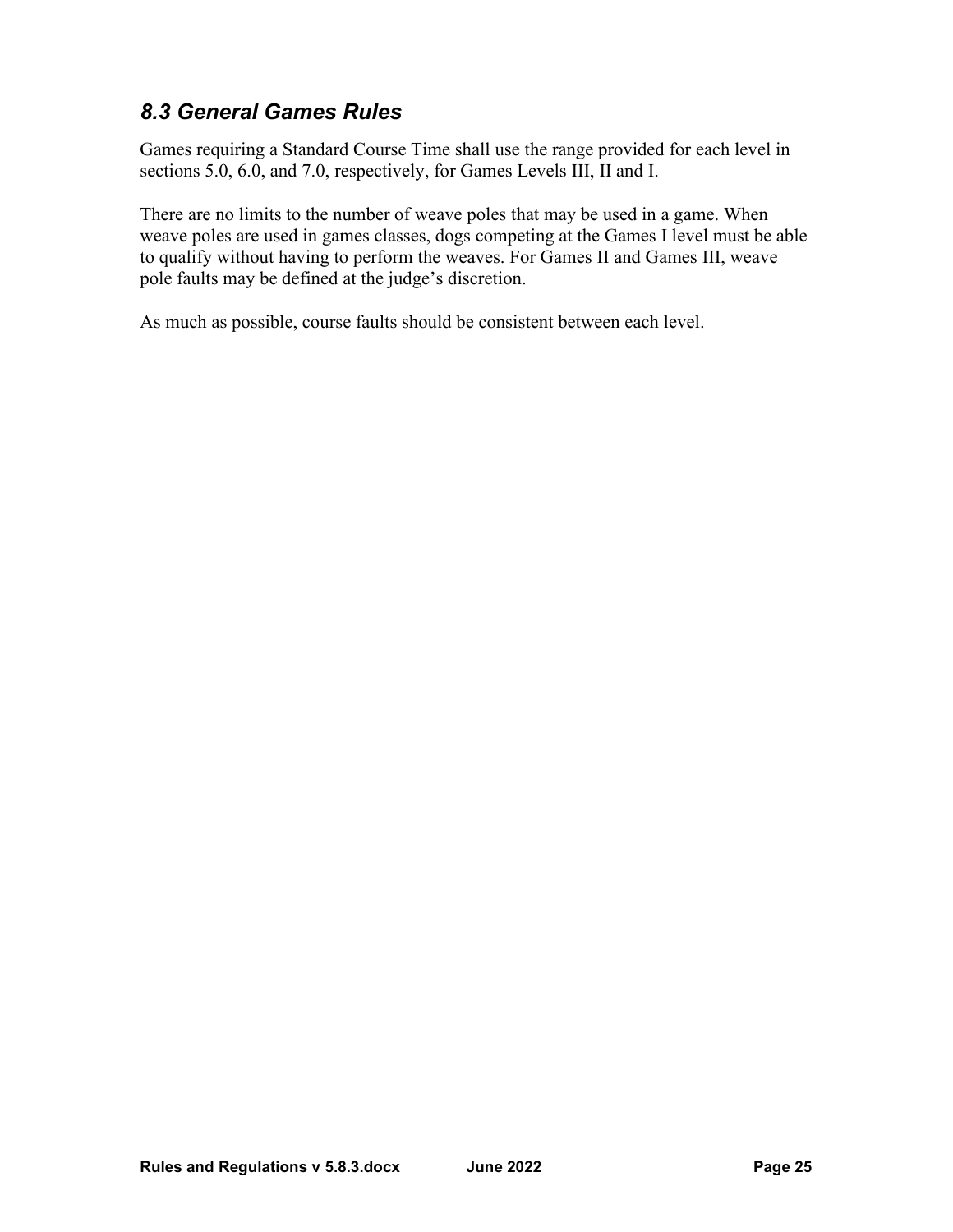## *8.3 General Games Rules*

Games requiring a Standard Course Time shall use the range provided for each level in sections 5.0, 6.0, and 7.0, respectively, for Games Levels III, II and I.

There are no limits to the number of weave poles that may be used in a game. When weave poles are used in games classes, dogs competing at the Games I level must be able to qualify without having to perform the weaves. For Games II and Games III, weave pole faults may be defined at the judge's discretion.

As much as possible, course faults should be consistent between each level.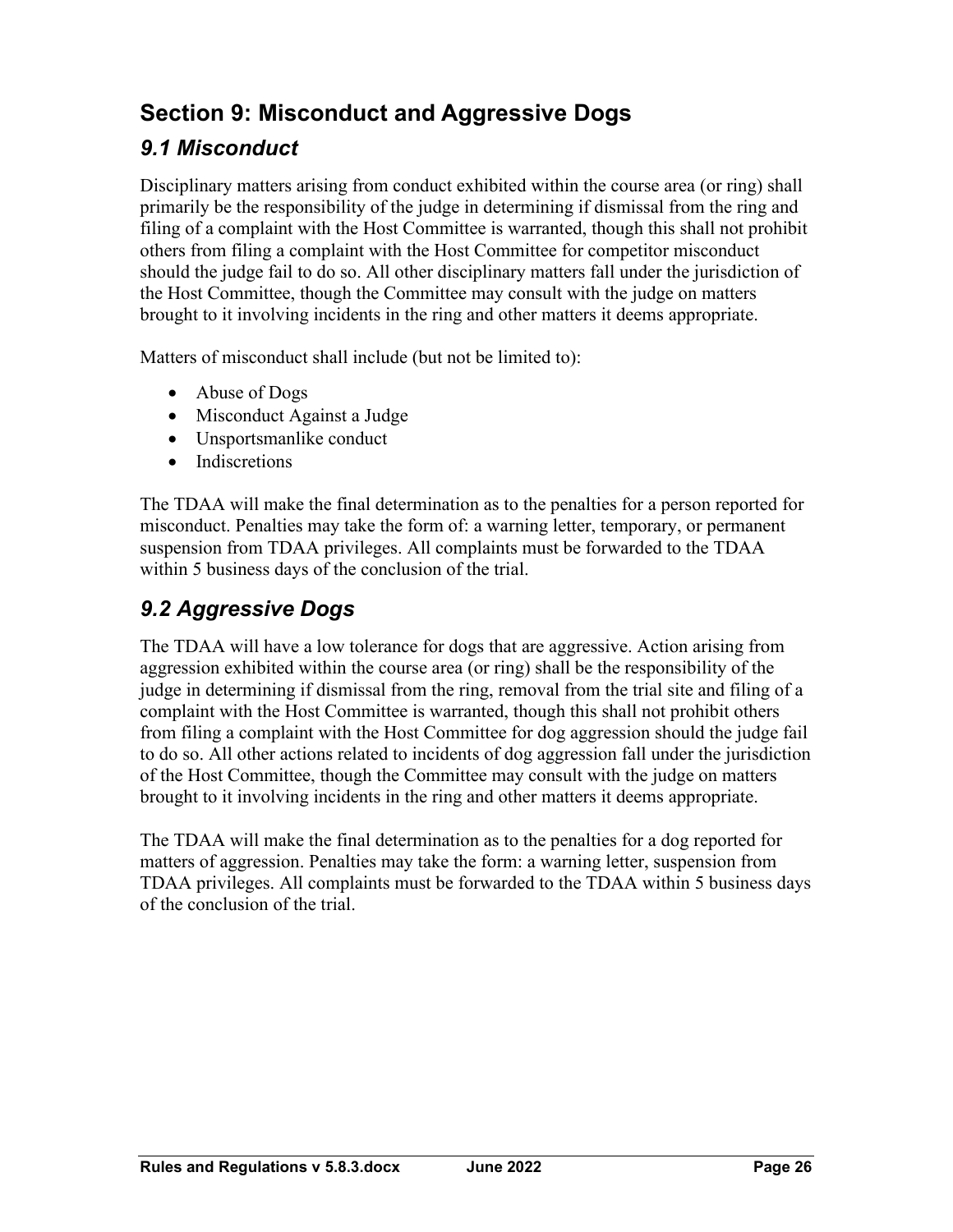## Section 9: Misconduct and Aggressive Dogs

### *9.1 Misconduct*

Disciplinary matters arising from conduct exhibited within the course area (or ring) shall primarily be the responsibility of the judge in determining if dismissal from the ring and filing of a complaint with the Host Committee is warranted, though this shall not prohibit others from filing a complaint with the Host Committee for competitor misconduct should the judge fail to do so. All other disciplinary matters fall under the jurisdiction of the Host Committee, though the Committee may consult with the judge on matters brought to it involving incidents in the ring and other matters it deems appropriate.

Matters of misconduct shall include (but not be limited to):

- Abuse of Dogs
- Misconduct Against a Judge
- Unsportsmanlike conduct
- Indiscretions

The TDAA will make the final determination as to the penalties for a person reported for misconduct. Penalties may take the form of: a warning letter, temporary, or permanent suspension from TDAA privileges. All complaints must be forwarded to the TDAA within 5 business days of the conclusion of the trial.

### *9.2 Aggressive Dogs*

The TDAA will have a low tolerance for dogs that are aggressive. Action arising from aggression exhibited within the course area (or ring) shall be the responsibility of the judge in determining if dismissal from the ring, removal from the trial site and filing of a complaint with the Host Committee is warranted, though this shall not prohibit others from filing a complaint with the Host Committee for dog aggression should the judge fail to do so. All other actions related to incidents of dog aggression fall under the jurisdiction of the Host Committee, though the Committee may consult with the judge on matters brought to it involving incidents in the ring and other matters it deems appropriate.

The TDAA will make the final determination as to the penalties for a dog reported for matters of aggression. Penalties may take the form: a warning letter, suspension from TDAA privileges. All complaints must be forwarded to the TDAA within 5 business days of the conclusion of the trial.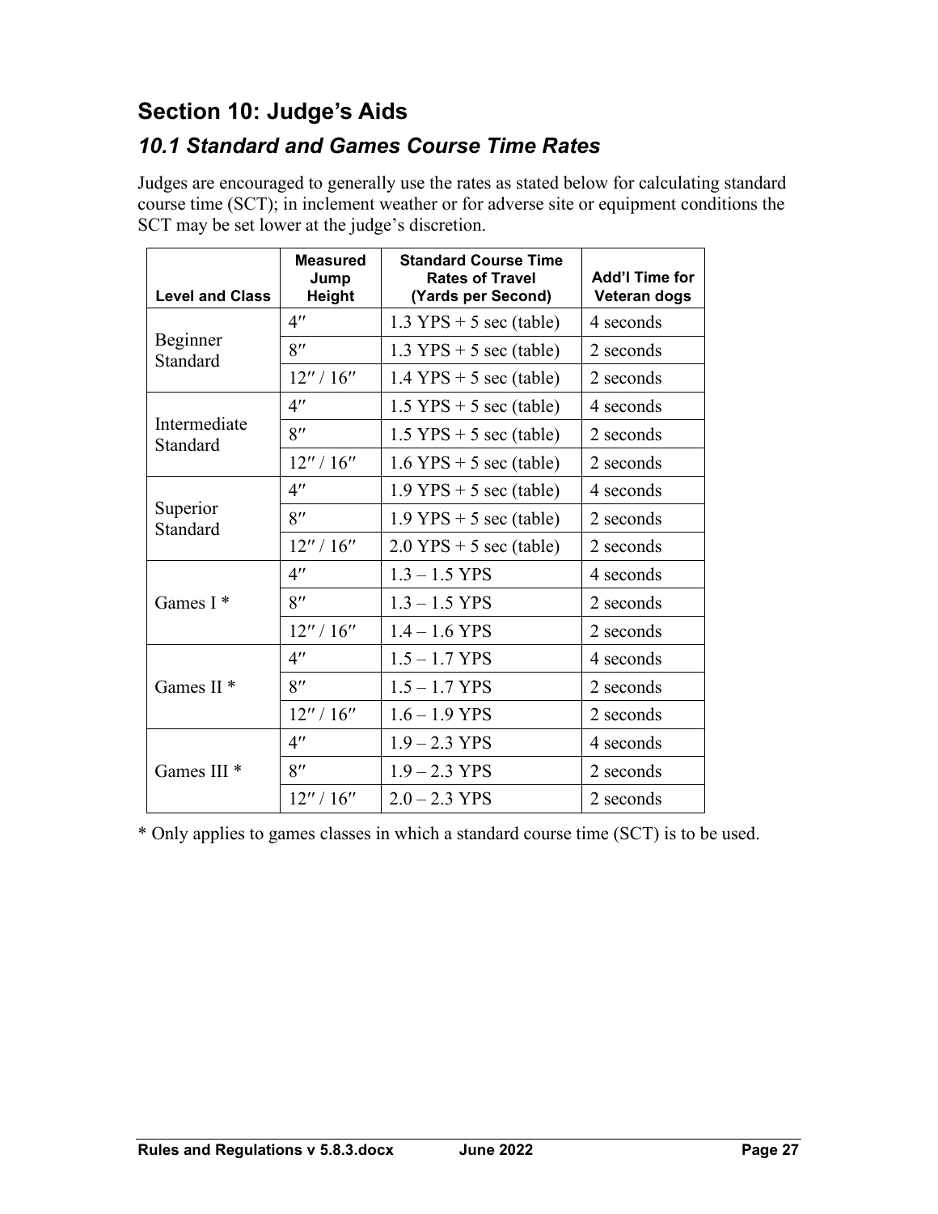## Section 10: Judge's Aids

### *10.1 Standard and Games Course Time Rates*

Judges are encouraged to generally use the rates as stated below for calculating standard course time (SCT); in inclement weather or for adverse site or equipment conditions the SCT may be set lower at the judge's discretion.

| Level and Class | Measured Jump Height | Standard Course Time Rates of Travel (Yards per Second) | Add'l Time for Veteran dogs |
|---|---|---|---|
| Beginner Standard | 4″ | 1.3 YPS + 5 sec (table) | 4 seconds |
| | 8″ | 1.3 YPS + 5 sec (table) | 2 seconds |
| | 12″ / 16″ | 1.4 YPS + 5 sec (table) | 2 seconds |
| Intermediate Standard | 4″ | 1.5 YPS + 5 sec (table) | 4 seconds |
| | 8″ | 1.5 YPS + 5 sec (table) | 2 seconds |
| | 12″ / 16″ | 1.6 YPS + 5 sec (table) | 2 seconds |
| Superior Standard | 4″ | 1.9 YPS + 5 sec (table) | 4 seconds |
| | 8″ | 1.9 YPS + 5 sec (table) | 2 seconds |
| | 12″ / 16″ | 2.0 YPS + 5 sec (table) | 2 seconds |
| Games I * | 4″ | 1.3 – 1.5 YPS | 4 seconds |
| | 8″ | 1.3 – 1.5 YPS | 2 seconds |
| | 12″ / 16″ | 1.4 – 1.6 YPS | 2 seconds |
| Games II * | 4″ | 1.5 – 1.7 YPS | 4 seconds |
| | 8″ | 1.5 – 1.7 YPS | 2 seconds |
| | 12″ / 16″ | 1.6 – 1.9 YPS | 2 seconds |
| Games III * | 4″ | 1.9 – 2.3 YPS | 4 seconds |
| | 8″ | 1.9 – 2.3 YPS | 2 seconds |
| | 12″ / 16″ | 2.0 – 2.3 YPS | 2 seconds |

* Only applies to games classes in which a standard course time (SCT) is to be used.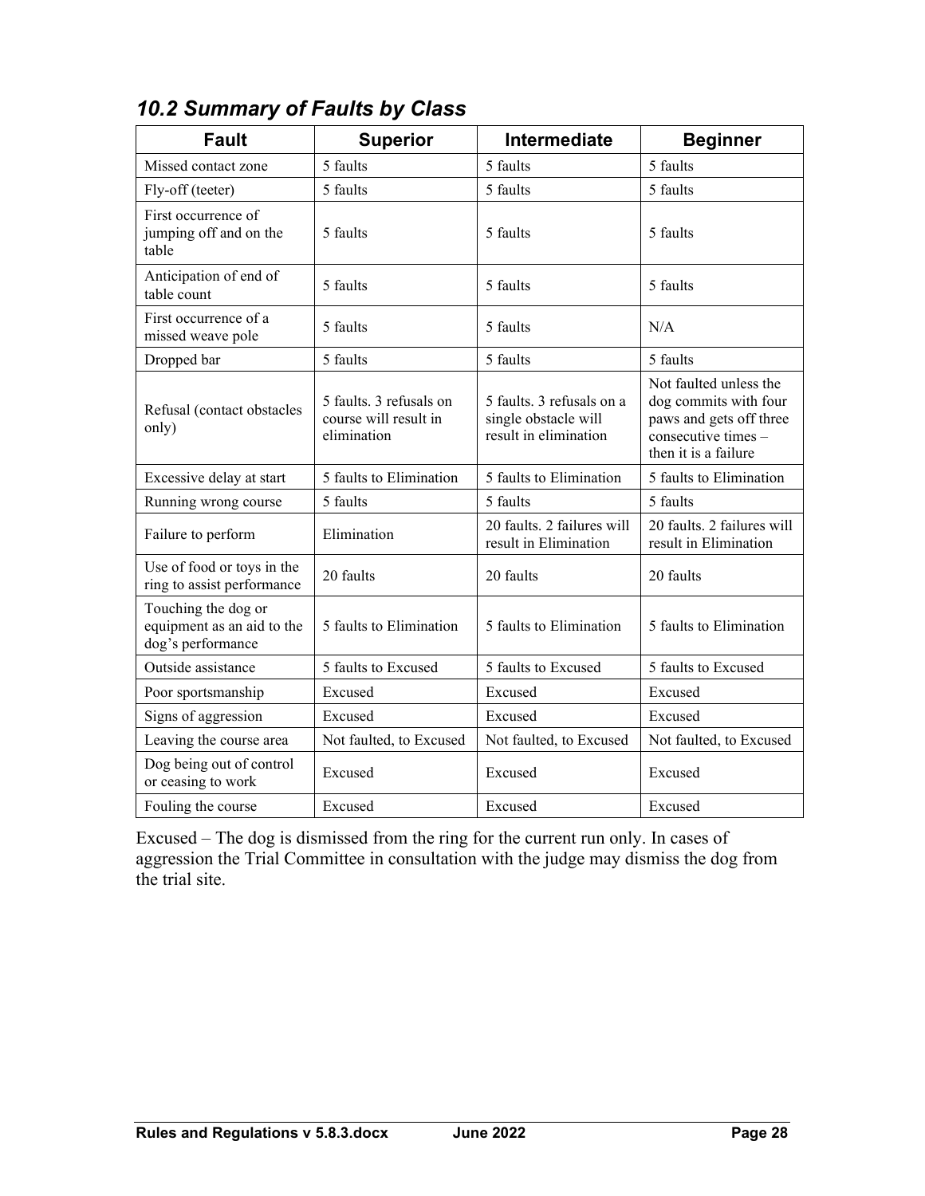## *10.2 Summary of Faults by Class*

| Fault | Superior | Intermediate | Beginner |
|---|---|---|---|
| Missed contact zone | 5 faults | 5 faults | 5 faults |
| Fly-off (teeter) | 5 faults | 5 faults | 5 faults |
| First occurrence of jumping off and on the table | 5 faults | 5 faults | 5 faults |
| Anticipation of end of table count | 5 faults | 5 faults | 5 faults |
| First occurrence of a missed weave pole | 5 faults | 5 faults | N/A |
| Dropped bar | 5 faults | 5 faults | 5 faults |
| Refusal (contact obstacles only) | 5 faults. 3 refusals on course will result in elimination | 5 faults. 3 refusals on a single obstacle will result in elimination | Not faulted unless the dog commits with four paws and gets off three consecutive times – then it is a failure |
| Excessive delay at start | 5 faults to Elimination | 5 faults to Elimination | 5 faults to Elimination |
| Running wrong course | 5 faults | 5 faults | 5 faults |
| Failure to perform | Elimination | 20 faults. 2 failures will result in Elimination | 20 faults. 2 failures will result in Elimination |
| Use of food or toys in the ring to assist performance | 20 faults | 20 faults | 20 faults |
| Touching the dog or equipment as an aid to the dog's performance | 5 faults to Elimination | 5 faults to Elimination | 5 faults to Elimination |
| Outside assistance | 5 faults to Excused | 5 faults to Excused | 5 faults to Excused |
| Poor sportsmanship | Excused | Excused | Excused |
| Signs of aggression | Excused | Excused | Excused |
| Leaving the course area | Not faulted, to Excused | Not faulted, to Excused | Not faulted, to Excused |
| Dog being out of control or ceasing to work | Excused | Excused | Excused |
| Fouling the course | Excused | Excused | Excused |

Excused – The dog is dismissed from the ring for the current run only. In cases of aggression the Trial Committee in consultation with the judge may dismiss the dog from the trial site.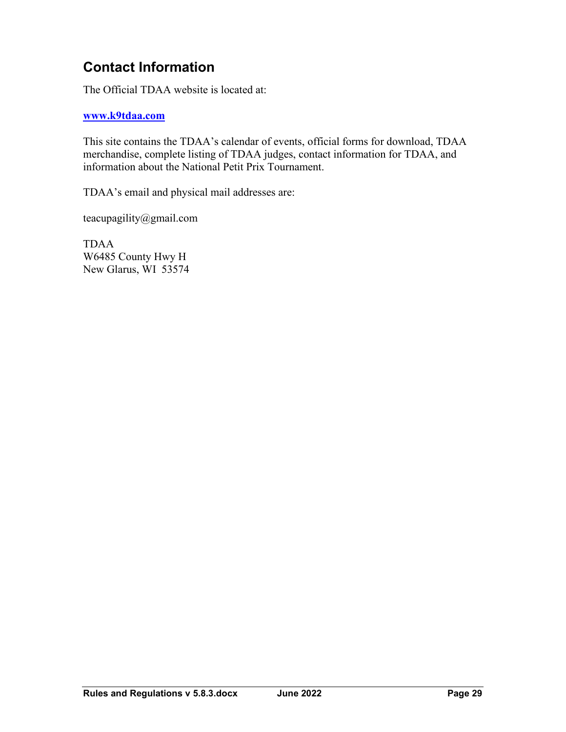## Contact Information

The Official TDAA website is located at:

**[www.k9tdaa.com](http://www.k9tdaa.com)**

This site contains the TDAA's calendar of events, official forms for download, TDAA merchandise, complete listing of TDAA judges, contact information for TDAA, and information about the National Petit Prix Tournament.

TDAA's email and physical mail addresses are:

teacupagility@gmail.com

TDAA
W6485 County Hwy H
New Glarus, WI 53574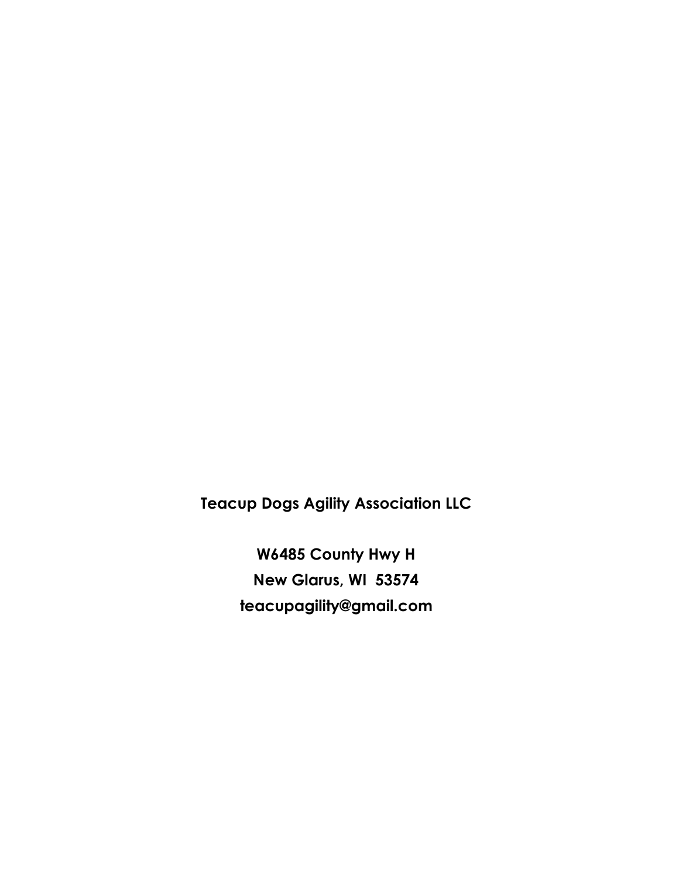**Teacup Dogs Agility Association LLC**

**W6485 County Hwy H**  
**New Glarus, WI  53574**  
**teacupagility@gmail.com**